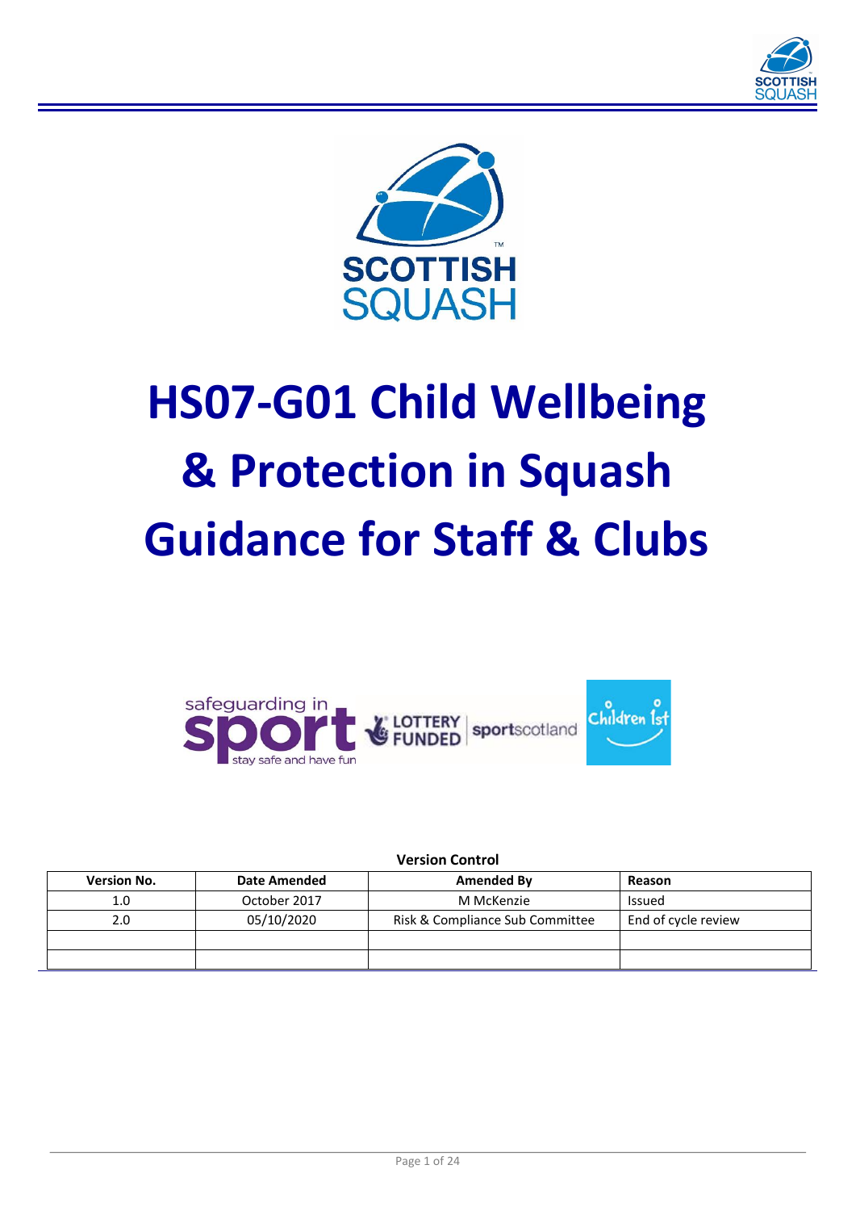# HS07-G01 Child Wellbeing & Protection in Squash Guidance for Staff & Clubs

**Version Control**

| Version No. | Date Amended | Amended By | Reason |
|---|---|---|---|
| 1.0 | October 2017 | M McKenzie | Issued |
| 2.0 | 05/10/2020 | Risk & Compliance Sub Committee | End of cycle review |
| | | | |
| | | | |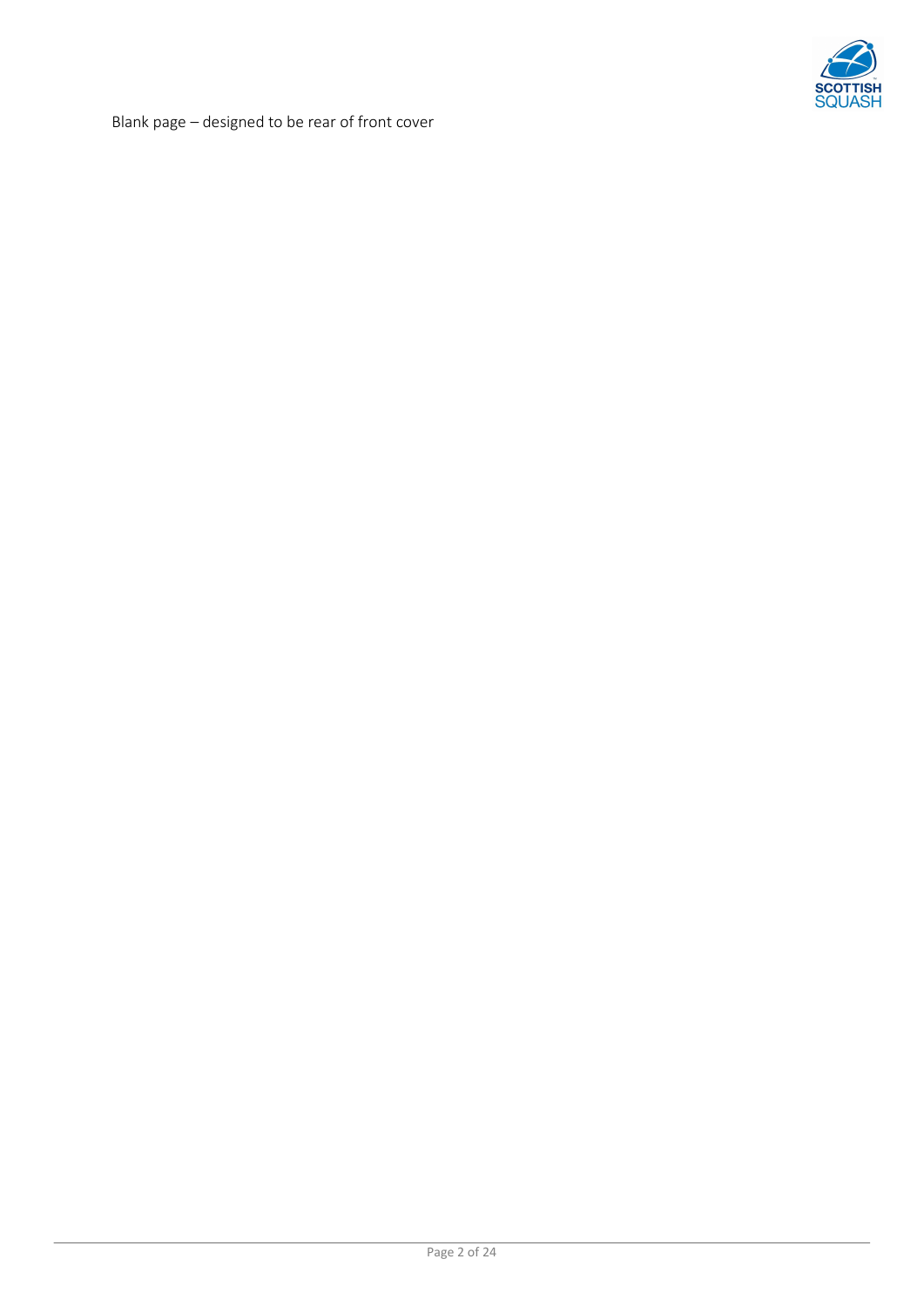Blank page – designed to be rear of front cover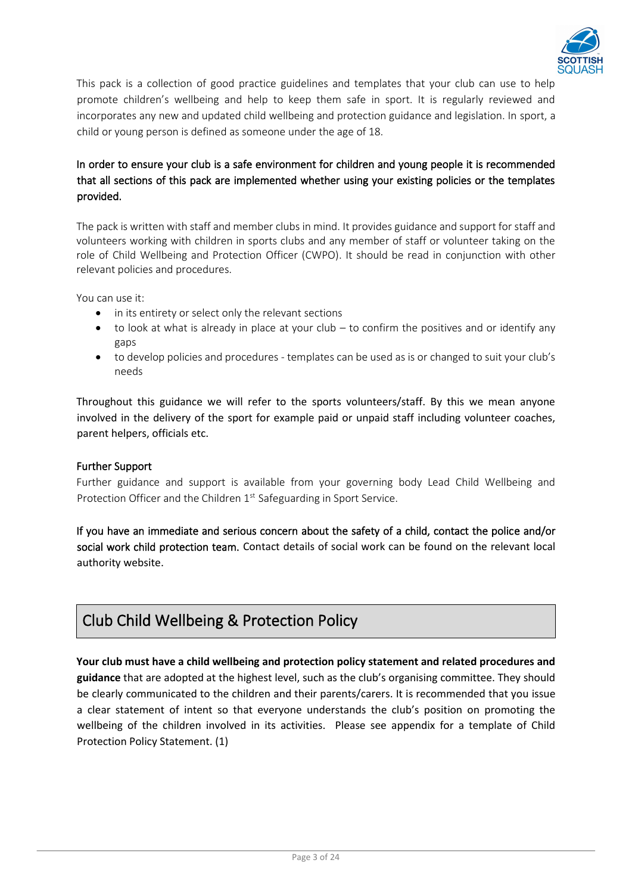This pack is a collection of good practice guidelines and templates that your club can use to help promote children's wellbeing and help to keep them safe in sport. It is regularly reviewed and incorporates any new and updated child wellbeing and protection guidance and legislation. In sport, a child or young person is defined as someone under the age of 18.

In order to ensure your club is a safe environment for children and young people it is recommended that all sections of this pack are implemented whether using your existing policies or the templates provided.

The pack is written with staff and member clubs in mind. It provides guidance and support for staff and volunteers working with children in sports clubs and any member of staff or volunteer taking on the role of Child Wellbeing and Protection Officer (CWPO). It should be read in conjunction with other relevant policies and procedures.

You can use it:

- in its entirety or select only the relevant sections
- to look at what is already in place at your club – to confirm the positives and or identify any gaps
- to develop policies and procedures - templates can be used as is or changed to suit your club's needs

Throughout this guidance we will refer to the sports volunteers/staff. By this we mean anyone involved in the delivery of the sport for example paid or unpaid staff including volunteer coaches, parent helpers, officials etc.

### Further Support

Further guidance and support is available from your governing body Lead Child Wellbeing and Protection Officer and the Children 1st Safeguarding in Sport Service.

If you have an immediate and serious concern about the safety of a child, contact the police and/or social work child protection team. Contact details of social work can be found on the relevant local authority website.

## Club Child Wellbeing & Protection Policy

**Your club must have a child wellbeing and protection policy statement and related procedures and guidance** that are adopted at the highest level, such as the club's organising committee. They should be clearly communicated to the children and their parents/carers. It is recommended that you issue a clear statement of intent so that everyone understands the club's position on promoting the wellbeing of the children involved in its activities. Please see appendix for a template of Child Protection Policy Statement. (1)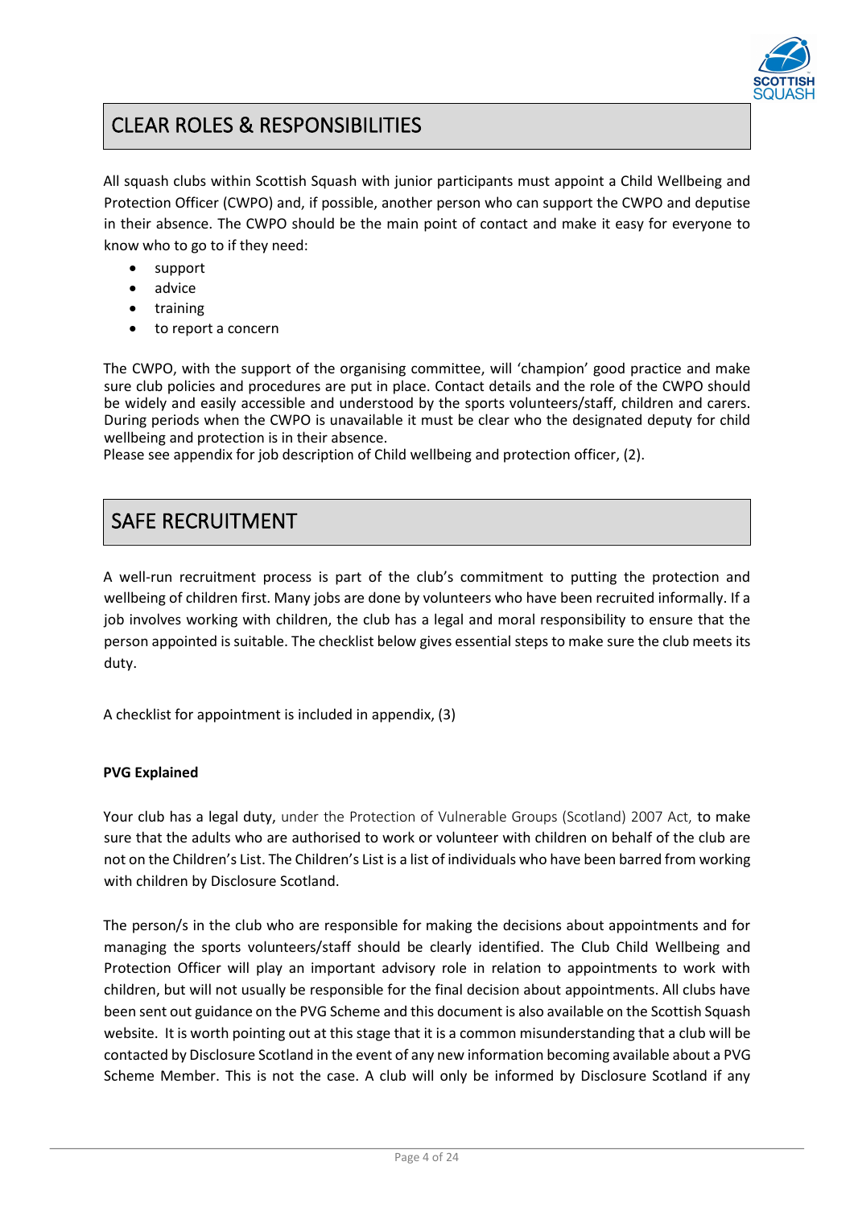## CLEAR ROLES & RESPONSIBILITIES

All squash clubs within Scottish Squash with junior participants must appoint a Child Wellbeing and Protection Officer (CWPO) and, if possible, another person who can support the CWPO and deputise in their absence. The CWPO should be the main point of contact and make it easy for everyone to know who to go to if they need:

- support
- advice
- training
- to report a concern

The CWPO, with the support of the organising committee, will 'champion' good practice and make sure club policies and procedures are put in place. Contact details and the role of the CWPO should be widely and easily accessible and understood by the sports volunteers/staff, children and carers. During periods when the CWPO is unavailable it must be clear who the designated deputy for child wellbeing and protection is in their absence.
Please see appendix for job description of Child wellbeing and protection officer, (2).

## SAFE RECRUITMENT

A well-run recruitment process is part of the club's commitment to putting the protection and wellbeing of children first. Many jobs are done by volunteers who have been recruited informally. If a job involves working with children, the club has a legal and moral responsibility to ensure that the person appointed is suitable. The checklist below gives essential steps to make sure the club meets its duty.

A checklist for appointment is included in appendix, (3)

**PVG Explained**

Your club has a legal duty, under the Protection of Vulnerable Groups (Scotland) 2007 Act, to make sure that the adults who are authorised to work or volunteer with children on behalf of the club are not on the Children's List. The Children's List is a list of individuals who have been barred from working with children by Disclosure Scotland.

The person/s in the club who are responsible for making the decisions about appointments and for managing the sports volunteers/staff should be clearly identified. The Club Child Wellbeing and Protection Officer will play an important advisory role in relation to appointments to work with children, but will not usually be responsible for the final decision about appointments. All clubs have been sent out guidance on the PVG Scheme and this document is also available on the Scottish Squash website. It is worth pointing out at this stage that it is a common misunderstanding that a club will be contacted by Disclosure Scotland in the event of any new information becoming available about a PVG Scheme Member. This is not the case. A club will only be informed by Disclosure Scotland if any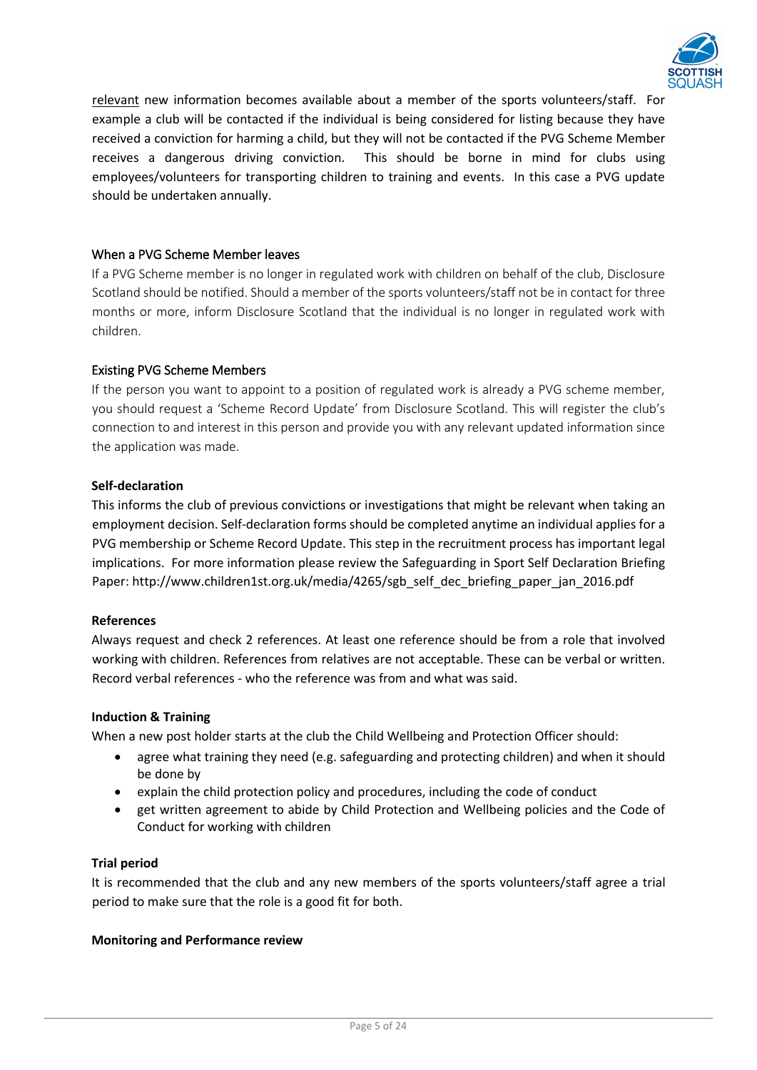relevant new information becomes available about a member of the sports volunteers/staff. For example a club will be contacted if the individual is being considered for listing because they have received a conviction for harming a child, but they will not be contacted if the PVG Scheme Member receives a dangerous driving conviction. This should be borne in mind for clubs using employees/volunteers for transporting children to training and events. In this case a PVG update should be undertaken annually.

### When a PVG Scheme Member leaves

If a PVG Scheme member is no longer in regulated work with children on behalf of the club, Disclosure Scotland should be notified. Should a member of the sports volunteers/staff not be in contact for three months or more, inform Disclosure Scotland that the individual is no longer in regulated work with children.

### Existing PVG Scheme Members

If the person you want to appoint to a position of regulated work is already a PVG scheme member, you should request a 'Scheme Record Update' from Disclosure Scotland. This will register the club's connection to and interest in this person and provide you with any relevant updated information since the application was made.

**Self-declaration**

This informs the club of previous convictions or investigations that might be relevant when taking an employment decision. Self-declaration forms should be completed anytime an individual applies for a PVG membership or Scheme Record Update. This step in the recruitment process has important legal implications. For more information please review the Safeguarding in Sport Self Declaration Briefing Paper: http://www.children1st.org.uk/media/4265/sgb_self_dec_briefing_paper_jan_2016.pdf

**References**

Always request and check 2 references. At least one reference should be from a role that involved working with children. References from relatives are not acceptable. These can be verbal or written. Record verbal references - who the reference was from and what was said.

**Induction & Training**

When a new post holder starts at the club the Child Wellbeing and Protection Officer should:

- agree what training they need (e.g. safeguarding and protecting children) and when it should be done by
- explain the child protection policy and procedures, including the code of conduct
- get written agreement to abide by Child Protection and Wellbeing policies and the Code of Conduct for working with children

**Trial period**

It is recommended that the club and any new members of the sports volunteers/staff agree a trial period to make sure that the role is a good fit for both.

**Monitoring and Performance review**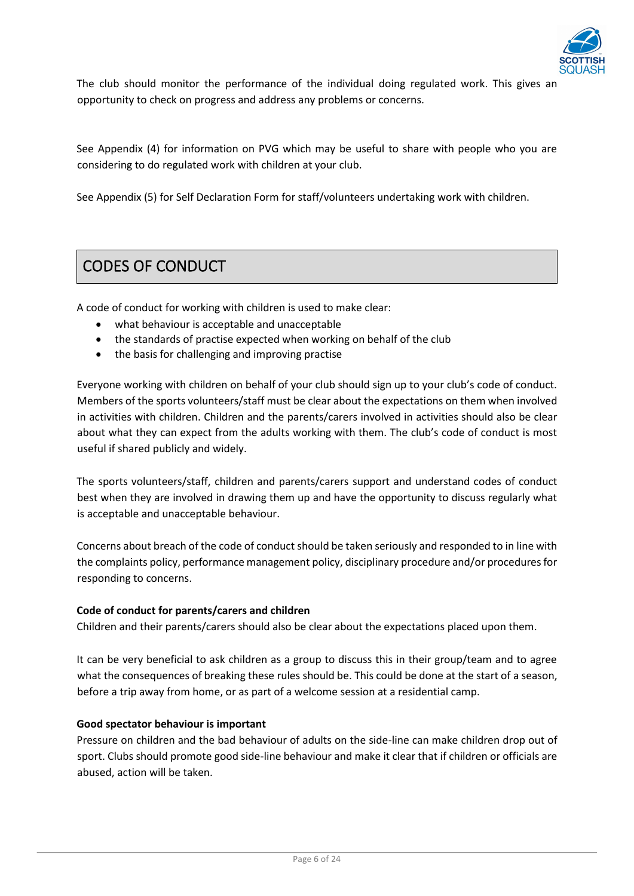The club should monitor the performance of the individual doing regulated work. This gives an opportunity to check on progress and address any problems or concerns.

See Appendix (4) for information on PVG which may be useful to share with people who you are considering to do regulated work with children at your club.

See Appendix (5) for Self Declaration Form for staff/volunteers undertaking work with children.

## CODES OF CONDUCT

A code of conduct for working with children is used to make clear:

- what behaviour is acceptable and unacceptable
- the standards of practise expected when working on behalf of the club
- the basis for challenging and improving practise

Everyone working with children on behalf of your club should sign up to your club's code of conduct. Members of the sports volunteers/staff must be clear about the expectations on them when involved in activities with children. Children and the parents/carers involved in activities should also be clear about what they can expect from the adults working with them. The club's code of conduct is most useful if shared publicly and widely.

The sports volunteers/staff, children and parents/carers support and understand codes of conduct best when they are involved in drawing them up and have the opportunity to discuss regularly what is acceptable and unacceptable behaviour.

Concerns about breach of the code of conduct should be taken seriously and responded to in line with the complaints policy, performance management policy, disciplinary procedure and/or procedures for responding to concerns.

**Code of conduct for parents/carers and children**

Children and their parents/carers should also be clear about the expectations placed upon them.

It can be very beneficial to ask children as a group to discuss this in their group/team and to agree what the consequences of breaking these rules should be. This could be done at the start of a season, before a trip away from home, or as part of a welcome session at a residential camp.

**Good spectator behaviour is important**

Pressure on children and the bad behaviour of adults on the side-line can make children drop out of sport. Clubs should promote good side-line behaviour and make it clear that if children or officials are abused, action will be taken.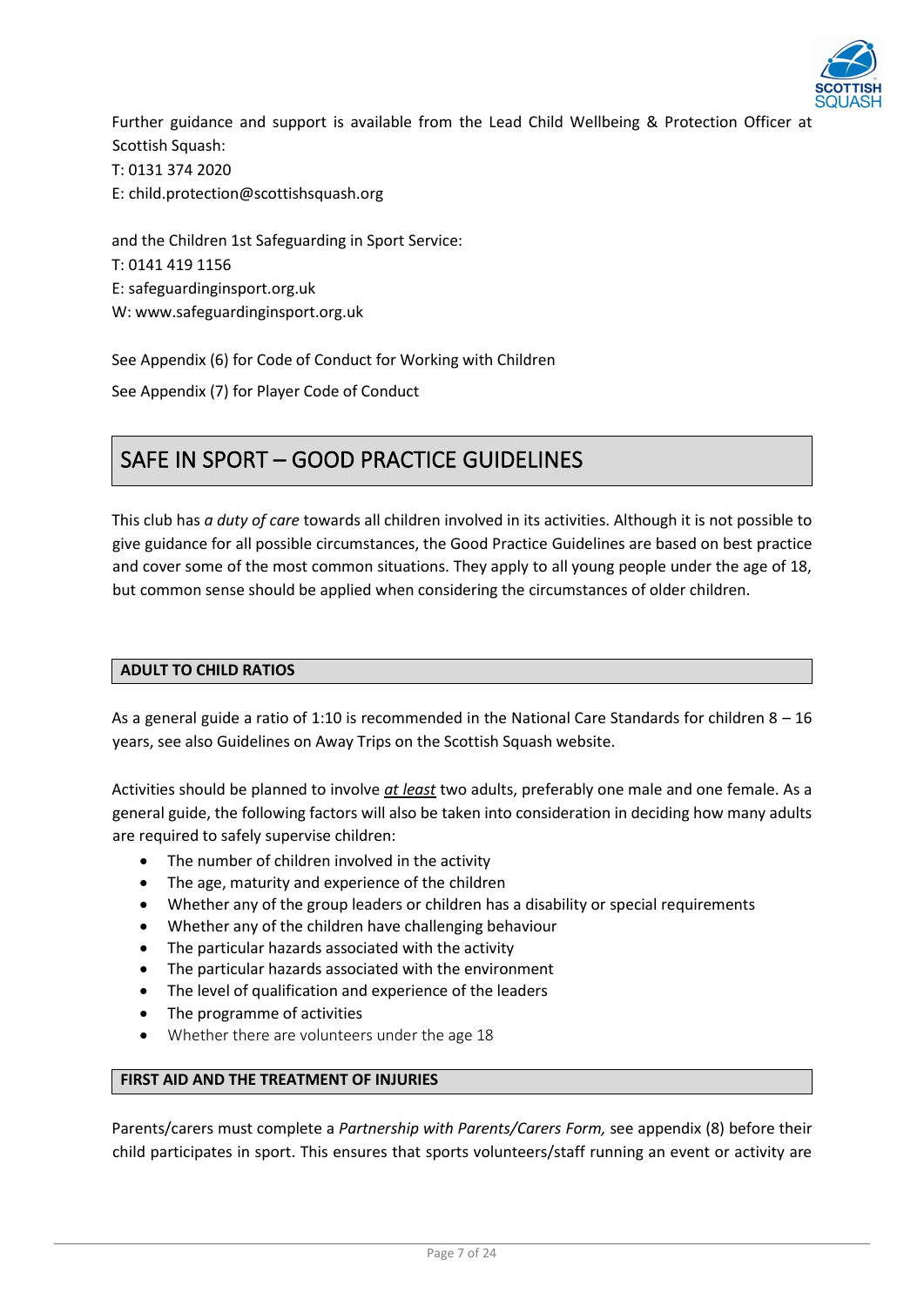Further guidance and support is available from the Lead Child Wellbeing & Protection Officer at Scottish Squash:
T: 0131 374 2020
E: child.protection@scottishsquash.org

and the Children 1st Safeguarding in Sport Service:
T: 0141 419 1156
E: safeguardinginsport.org.uk
W: www.safeguardinginsport.org.uk

See Appendix (6) for Code of Conduct for Working with Children

See Appendix (7) for Player Code of Conduct

## SAFE IN SPORT – GOOD PRACTICE GUIDELINES

This club has *a duty of care* towards all children involved in its activities. Although it is not possible to give guidance for all possible circumstances, the Good Practice Guidelines are based on best practice and cover some of the most common situations. They apply to all young people under the age of 18, but common sense should be applied when considering the circumstances of older children.

### ADULT TO CHILD RATIOS

As a general guide a ratio of 1:10 is recommended in the National Care Standards for children 8 – 16 years, see also Guidelines on Away Trips on the Scottish Squash website.

Activities should be planned to involve ***at least*** two adults, preferably one male and one female. As a general guide, the following factors will also be taken into consideration in deciding how many adults are required to safely supervise children:

- The number of children involved in the activity
- The age, maturity and experience of the children
- Whether any of the group leaders or children has a disability or special requirements
- Whether any of the children have challenging behaviour
- The particular hazards associated with the activity
- The particular hazards associated with the environment
- The level of qualification and experience of the leaders
- The programme of activities
- Whether there are volunteers under the age 18

### FIRST AID AND THE TREATMENT OF INJURIES

Parents/carers must complete a *Partnership with Parents/Carers Form,* see appendix (8) before their child participates in sport. This ensures that sports volunteers/staff running an event or activity are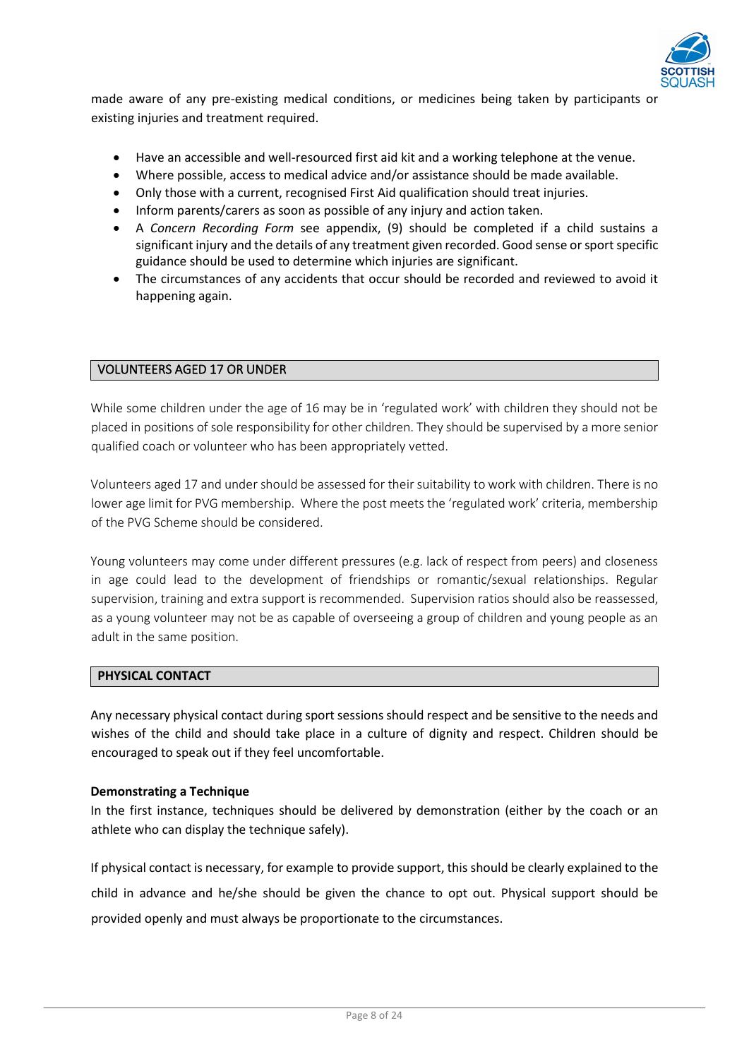made aware of any pre-existing medical conditions, or medicines being taken by participants or existing injuries and treatment required.

- Have an accessible and well-resourced first aid kit and a working telephone at the venue.
- Where possible, access to medical advice and/or assistance should be made available.
- Only those with a current, recognised First Aid qualification should treat injuries.
- Inform parents/carers as soon as possible of any injury and action taken.
- A *Concern Recording Form* see appendix, (9) should be completed if a child sustains a significant injury and the details of any treatment given recorded. Good sense or sport specific guidance should be used to determine which injuries are significant.
- The circumstances of any accidents that occur should be recorded and reviewed to avoid it happening again.

## VOLUNTEERS AGED 17 OR UNDER

While some children under the age of 16 may be in 'regulated work' with children they should not be placed in positions of sole responsibility for other children. They should be supervised by a more senior qualified coach or volunteer who has been appropriately vetted.

Volunteers aged 17 and under should be assessed for their suitability to work with children. There is no lower age limit for PVG membership. Where the post meets the 'regulated work' criteria, membership of the PVG Scheme should be considered.

Young volunteers may come under different pressures (e.g. lack of respect from peers) and closeness in age could lead to the development of friendships or romantic/sexual relationships. Regular supervision, training and extra support is recommended. Supervision ratios should also be reassessed, as a young volunteer may not be as capable of overseeing a group of children and young people as an adult in the same position.

## PHYSICAL CONTACT

Any necessary physical contact during sport sessions should respect and be sensitive to the needs and wishes of the child and should take place in a culture of dignity and respect. Children should be encouraged to speak out if they feel uncomfortable.

### Demonstrating a Technique

In the first instance, techniques should be delivered by demonstration (either by the coach or an athlete who can display the technique safely).

If physical contact is necessary, for example to provide support, this should be clearly explained to the child in advance and he/she should be given the chance to opt out. Physical support should be provided openly and must always be proportionate to the circumstances.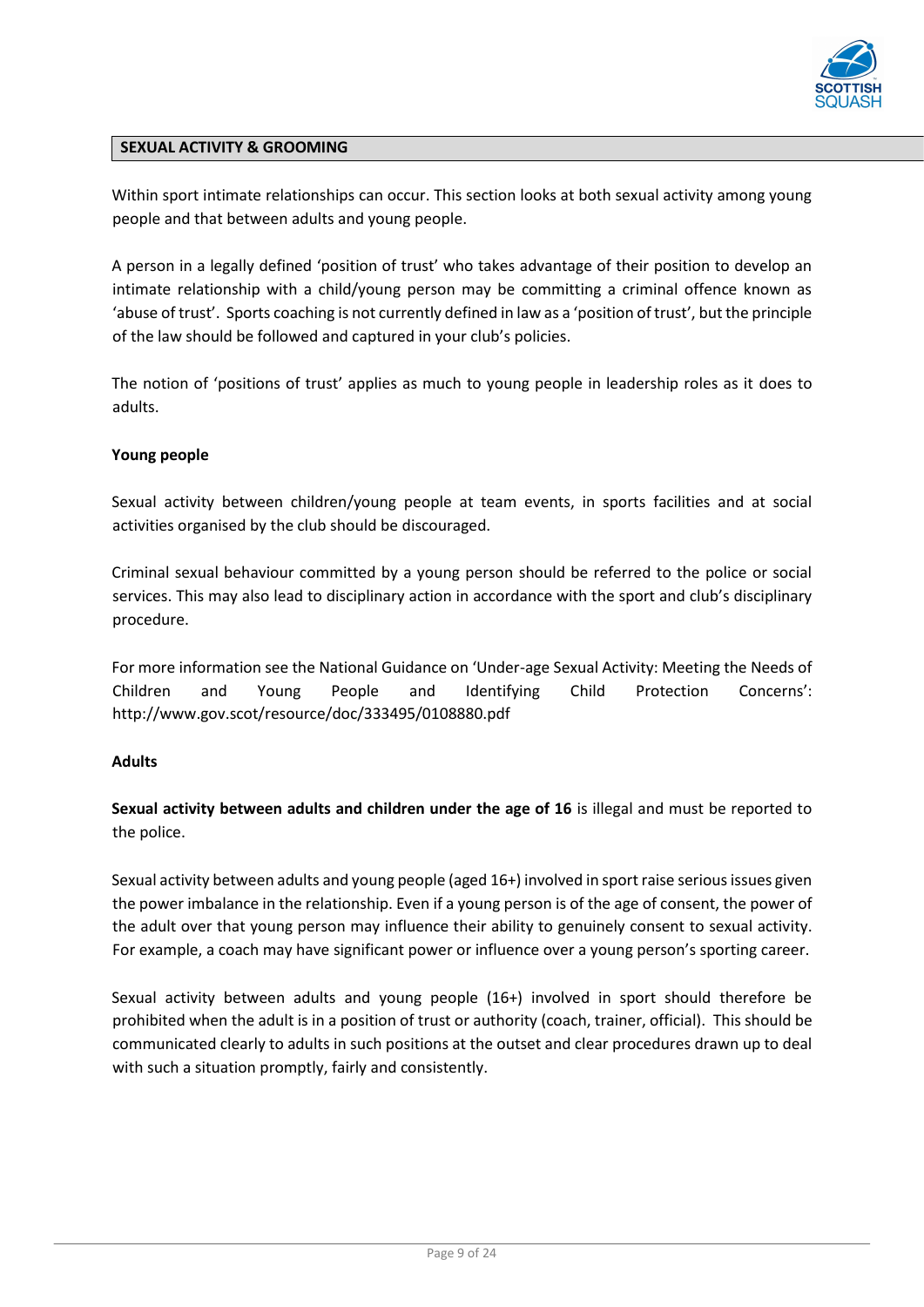## SEXUAL ACTIVITY & GROOMING

Within sport intimate relationships can occur. This section looks at both sexual activity among young people and that between adults and young people.

A person in a legally defined 'position of trust' who takes advantage of their position to develop an intimate relationship with a child/young person may be committing a criminal offence known as 'abuse of trust'. Sports coaching is not currently defined in law as a 'position of trust', but the principle of the law should be followed and captured in your club's policies.

The notion of 'positions of trust' applies as much to young people in leadership roles as it does to adults.

### Young people

Sexual activity between children/young people at team events, in sports facilities and at social activities organised by the club should be discouraged.

Criminal sexual behaviour committed by a young person should be referred to the police or social services. This may also lead to disciplinary action in accordance with the sport and club's disciplinary procedure.

For more information see the National Guidance on 'Under-age Sexual Activity: Meeting the Needs of Children and Young People and Identifying Child Protection Concerns': http://www.gov.scot/resource/doc/333495/0108880.pdf

### Adults

**Sexual activity between adults and children under the age of 16** is illegal and must be reported to the police.

Sexual activity between adults and young people (aged 16+) involved in sport raise serious issues given the power imbalance in the relationship. Even if a young person is of the age of consent, the power of the adult over that young person may influence their ability to genuinely consent to sexual activity. For example, a coach may have significant power or influence over a young person's sporting career.

Sexual activity between adults and young people (16+) involved in sport should therefore be prohibited when the adult is in a position of trust or authority (coach, trainer, official). This should be communicated clearly to adults in such positions at the outset and clear procedures drawn up to deal with such a situation promptly, fairly and consistently.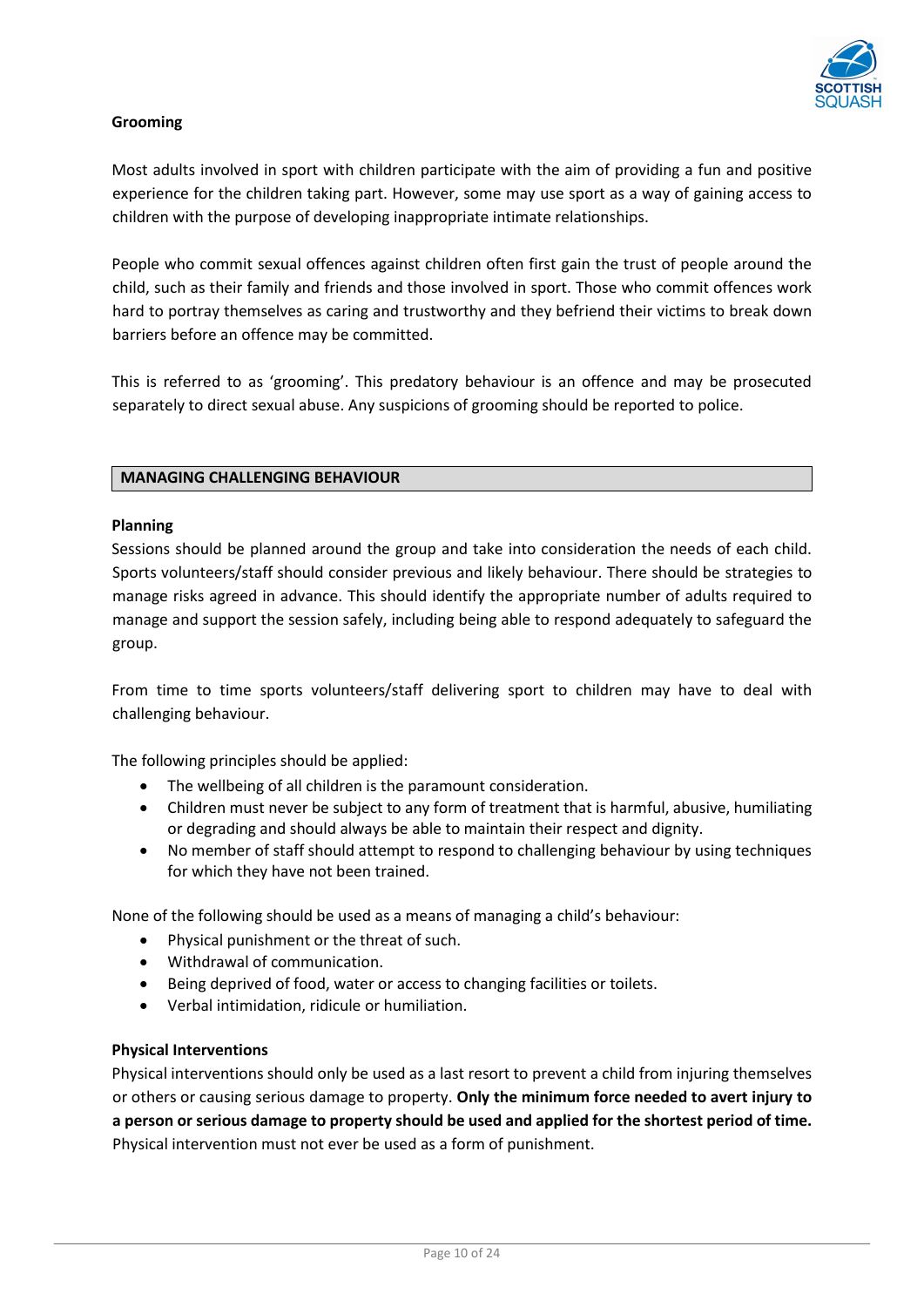**Grooming**

Most adults involved in sport with children participate with the aim of providing a fun and positive experience for the children taking part. However, some may use sport as a way of gaining access to children with the purpose of developing inappropriate intimate relationships.

People who commit sexual offences against children often first gain the trust of people around the child, such as their family and friends and those involved in sport. Those who commit offences work hard to portray themselves as caring and trustworthy and they befriend their victims to break down barriers before an offence may be committed.

This is referred to as 'grooming'. This predatory behaviour is an offence and may be prosecuted separately to direct sexual abuse. Any suspicions of grooming should be reported to police.

## MANAGING CHALLENGING BEHAVIOUR

**Planning**

Sessions should be planned around the group and take into consideration the needs of each child. Sports volunteers/staff should consider previous and likely behaviour. There should be strategies to manage risks agreed in advance. This should identify the appropriate number of adults required to manage and support the session safely, including being able to respond adequately to safeguard the group.

From time to time sports volunteers/staff delivering sport to children may have to deal with challenging behaviour.

The following principles should be applied:

- The wellbeing of all children is the paramount consideration.
- Children must never be subject to any form of treatment that is harmful, abusive, humiliating or degrading and should always be able to maintain their respect and dignity.
- No member of staff should attempt to respond to challenging behaviour by using techniques for which they have not been trained.

None of the following should be used as a means of managing a child's behaviour:

- Physical punishment or the threat of such.
- Withdrawal of communication.
- Being deprived of food, water or access to changing facilities or toilets.
- Verbal intimidation, ridicule or humiliation.

**Physical Interventions**

Physical interventions should only be used as a last resort to prevent a child from injuring themselves or others or causing serious damage to property. **Only the minimum force needed to avert injury to a person or serious damage to property should be used and applied for the shortest period of time.** Physical intervention must not ever be used as a form of punishment.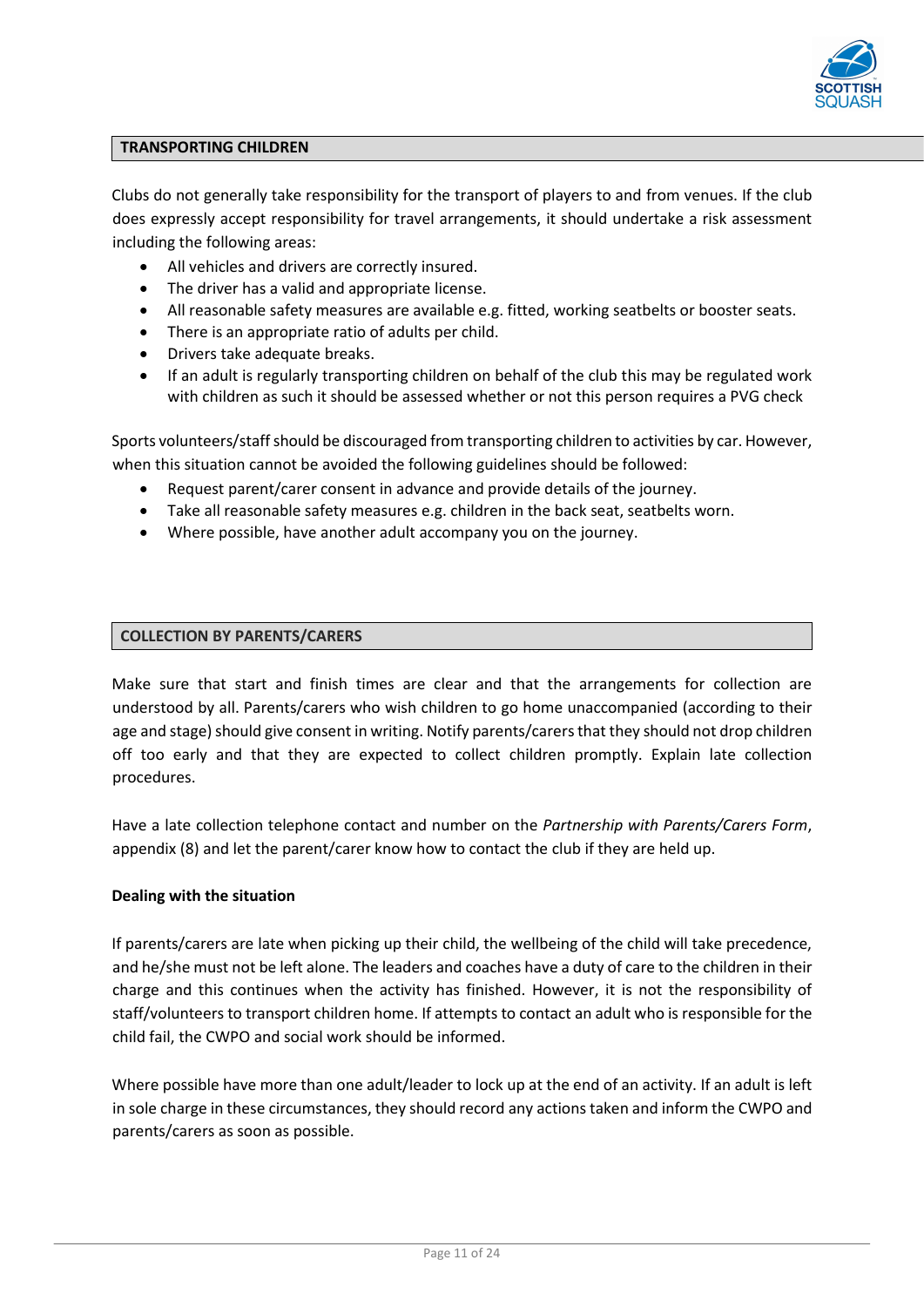## TRANSPORTING CHILDREN

Clubs do not generally take responsibility for the transport of players to and from venues. If the club does expressly accept responsibility for travel arrangements, it should undertake a risk assessment including the following areas:

- All vehicles and drivers are correctly insured.
- The driver has a valid and appropriate license.
- All reasonable safety measures are available e.g. fitted, working seatbelts or booster seats.
- There is an appropriate ratio of adults per child.
- Drivers take adequate breaks.
- If an adult is regularly transporting children on behalf of the club this may be regulated work with children as such it should be assessed whether or not this person requires a PVG check

Sports volunteers/staff should be discouraged from transporting children to activities by car. However, when this situation cannot be avoided the following guidelines should be followed:

- Request parent/carer consent in advance and provide details of the journey.
- Take all reasonable safety measures e.g. children in the back seat, seatbelts worn.
- Where possible, have another adult accompany you on the journey.

## COLLECTION BY PARENTS/CARERS

Make sure that start and finish times are clear and that the arrangements for collection are understood by all. Parents/carers who wish children to go home unaccompanied (according to their age and stage) should give consent in writing. Notify parents/carers that they should not drop children off too early and that they are expected to collect children promptly. Explain late collection procedures.

Have a late collection telephone contact and number on the *Partnership with Parents/Carers Form*, appendix (8) and let the parent/carer know how to contact the club if they are held up.

**Dealing with the situation**

If parents/carers are late when picking up their child, the wellbeing of the child will take precedence, and he/she must not be left alone. The leaders and coaches have a duty of care to the children in their charge and this continues when the activity has finished. However, it is not the responsibility of staff/volunteers to transport children home. If attempts to contact an adult who is responsible for the child fail, the CWPO and social work should be informed.

Where possible have more than one adult/leader to lock up at the end of an activity. If an adult is left in sole charge in these circumstances, they should record any actions taken and inform the CWPO and parents/carers as soon as possible.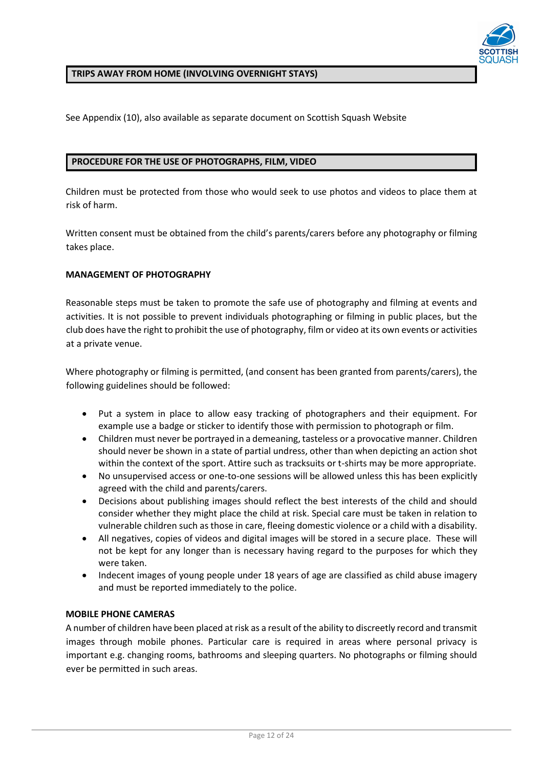## TRIPS AWAY FROM HOME (INVOLVING OVERNIGHT STAYS)

See Appendix (10), also available as separate document on Scottish Squash Website

## PROCEDURE FOR THE USE OF PHOTOGRAPHS, FILM, VIDEO

Children must be protected from those who would seek to use photos and videos to place them at risk of harm.

Written consent must be obtained from the child's parents/carers before any photography or filming takes place.

### MANAGEMENT OF PHOTOGRAPHY

Reasonable steps must be taken to promote the safe use of photography and filming at events and activities. It is not possible to prevent individuals photographing or filming in public places, but the club does have the right to prohibit the use of photography, film or video at its own events or activities at a private venue.

Where photography or filming is permitted, (and consent has been granted from parents/carers), the following guidelines should be followed:

- Put a system in place to allow easy tracking of photographers and their equipment. For example use a badge or sticker to identify those with permission to photograph or film.
- Children must never be portrayed in a demeaning, tasteless or a provocative manner. Children should never be shown in a state of partial undress, other than when depicting an action shot within the context of the sport. Attire such as tracksuits or t-shirts may be more appropriate.
- No unsupervised access or one-to-one sessions will be allowed unless this has been explicitly agreed with the child and parents/carers.
- Decisions about publishing images should reflect the best interests of the child and should consider whether they might place the child at risk. Special care must be taken in relation to vulnerable children such as those in care, fleeing domestic violence or a child with a disability.
- All negatives, copies of videos and digital images will be stored in a secure place. These will not be kept for any longer than is necessary having regard to the purposes for which they were taken.
- Indecent images of young people under 18 years of age are classified as child abuse imagery and must be reported immediately to the police.

### MOBILE PHONE CAMERAS

A number of children have been placed at risk as a result of the ability to discreetly record and transmit images through mobile phones. Particular care is required in areas where personal privacy is important e.g. changing rooms, bathrooms and sleeping quarters. No photographs or filming should ever be permitted in such areas.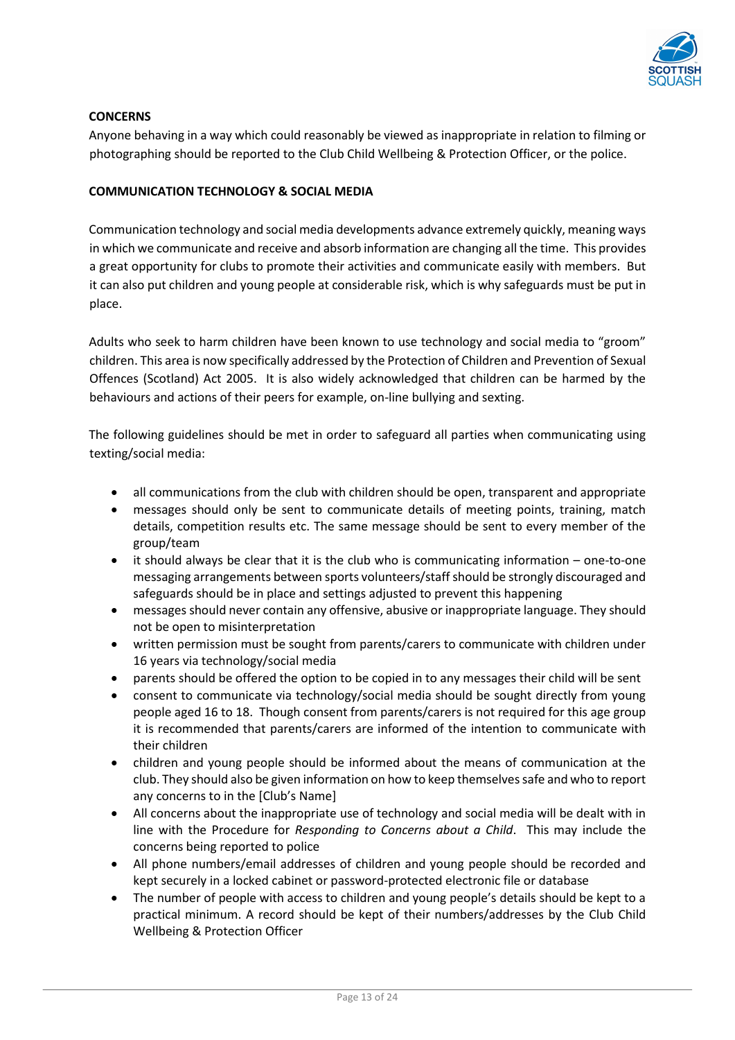**CONCERNS**

Anyone behaving in a way which could reasonably be viewed as inappropriate in relation to filming or photographing should be reported to the Club Child Wellbeing & Protection Officer, or the police.

**COMMUNICATION TECHNOLOGY & SOCIAL MEDIA**

Communication technology and social media developments advance extremely quickly, meaning ways in which we communicate and receive and absorb information are changing all the time. This provides a great opportunity for clubs to promote their activities and communicate easily with members. But it can also put children and young people at considerable risk, which is why safeguards must be put in place.

Adults who seek to harm children have been known to use technology and social media to "groom" children. This area is now specifically addressed by the Protection of Children and Prevention of Sexual Offences (Scotland) Act 2005. It is also widely acknowledged that children can be harmed by the behaviours and actions of their peers for example, on-line bullying and sexting.

The following guidelines should be met in order to safeguard all parties when communicating using texting/social media:

- all communications from the club with children should be open, transparent and appropriate
- messages should only be sent to communicate details of meeting points, training, match details, competition results etc. The same message should be sent to every member of the group/team
- it should always be clear that it is the club who is communicating information – one-to-one messaging arrangements between sports volunteers/staff should be strongly discouraged and safeguards should be in place and settings adjusted to prevent this happening
- messages should never contain any offensive, abusive or inappropriate language. They should not be open to misinterpretation
- written permission must be sought from parents/carers to communicate with children under 16 years via technology/social media
- parents should be offered the option to be copied in to any messages their child will be sent
- consent to communicate via technology/social media should be sought directly from young people aged 16 to 18. Though consent from parents/carers is not required for this age group it is recommended that parents/carers are informed of the intention to communicate with their children
- children and young people should be informed about the means of communication at the club. They should also be given information on how to keep themselves safe and who to report any concerns to in the [Club's Name]
- All concerns about the inappropriate use of technology and social media will be dealt with in line with the Procedure for *Responding to Concerns about a Child*. This may include the concerns being reported to police
- All phone numbers/email addresses of children and young people should be recorded and kept securely in a locked cabinet or password-protected electronic file or database
- The number of people with access to children and young people's details should be kept to a practical minimum. A record should be kept of their numbers/addresses by the Club Child Wellbeing & Protection Officer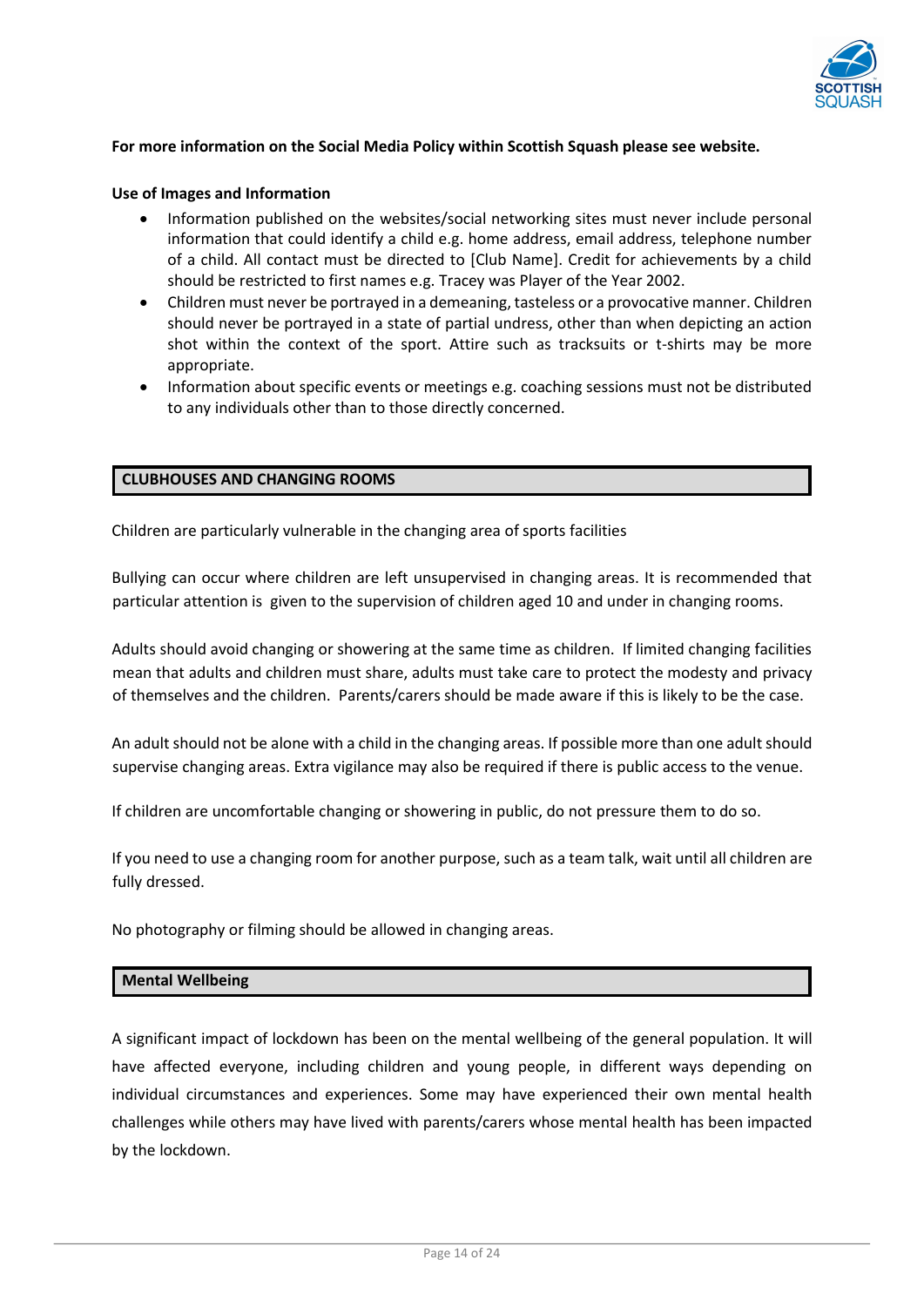**For more information on the Social Media Policy within Scottish Squash please see website.**

**Use of Images and Information**

- Information published on the websites/social networking sites must never include personal information that could identify a child e.g. home address, email address, telephone number of a child. All contact must be directed to [Club Name]. Credit for achievements by a child should be restricted to first names e.g. Tracey was Player of the Year 2002.
- Children must never be portrayed in a demeaning, tasteless or a provocative manner. Children should never be portrayed in a state of partial undress, other than when depicting an action shot within the context of the sport. Attire such as tracksuits or t-shirts may be more appropriate.
- Information about specific events or meetings e.g. coaching sessions must not be distributed to any individuals other than to those directly concerned.

## CLUBHOUSES AND CHANGING ROOMS

Children are particularly vulnerable in the changing area of sports facilities

Bullying can occur where children are left unsupervised in changing areas. It is recommended that particular attention is given to the supervision of children aged 10 and under in changing rooms.

Adults should avoid changing or showering at the same time as children. If limited changing facilities mean that adults and children must share, adults must take care to protect the modesty and privacy of themselves and the children. Parents/carers should be made aware if this is likely to be the case.

An adult should not be alone with a child in the changing areas. If possible more than one adult should supervise changing areas. Extra vigilance may also be required if there is public access to the venue.

If children are uncomfortable changing or showering in public, do not pressure them to do so.

If you need to use a changing room for another purpose, such as a team talk, wait until all children are fully dressed.

No photography or filming should be allowed in changing areas.

## Mental Wellbeing

A significant impact of lockdown has been on the mental wellbeing of the general population. It will have affected everyone, including children and young people, in different ways depending on individual circumstances and experiences. Some may have experienced their own mental health challenges while others may have lived with parents/carers whose mental health has been impacted by the lockdown.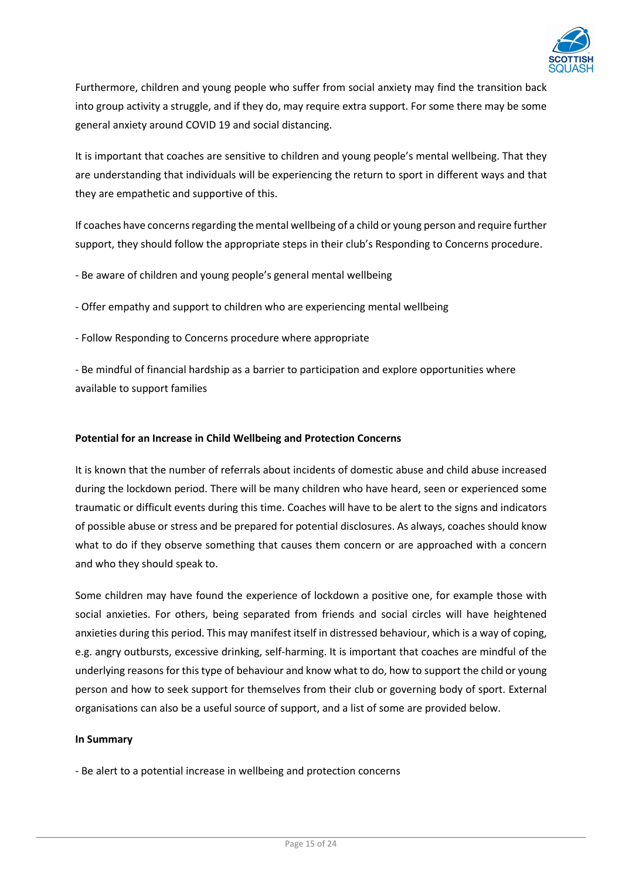Furthermore, children and young people who suffer from social anxiety may find the transition back into group activity a struggle, and if they do, may require extra support. For some there may be some general anxiety around COVID 19 and social distancing.

It is important that coaches are sensitive to children and young people's mental wellbeing. That they are understanding that individuals will be experiencing the return to sport in different ways and that they are empathetic and supportive of this.

If coaches have concerns regarding the mental wellbeing of a child or young person and require further support, they should follow the appropriate steps in their club's Responding to Concerns procedure.

- Be aware of children and young people's general mental wellbeing

- Offer empathy and support to children who are experiencing mental wellbeing

- Follow Responding to Concerns procedure where appropriate

- Be mindful of financial hardship as a barrier to participation and explore opportunities where available to support families

**Potential for an Increase in Child Wellbeing and Protection Concerns**

It is known that the number of referrals about incidents of domestic abuse and child abuse increased during the lockdown period. There will be many children who have heard, seen or experienced some traumatic or difficult events during this time. Coaches will have to be alert to the signs and indicators of possible abuse or stress and be prepared for potential disclosures. As always, coaches should know what to do if they observe something that causes them concern or are approached with a concern and who they should speak to.

Some children may have found the experience of lockdown a positive one, for example those with social anxieties. For others, being separated from friends and social circles will have heightened anxieties during this period. This may manifest itself in distressed behaviour, which is a way of coping, e.g. angry outbursts, excessive drinking, self-harming. It is important that coaches are mindful of the underlying reasons for this type of behaviour and know what to do, how to support the child or young person and how to seek support for themselves from their club or governing body of sport. External organisations can also be a useful source of support, and a list of some are provided below.

**In Summary**

- Be alert to a potential increase in wellbeing and protection concerns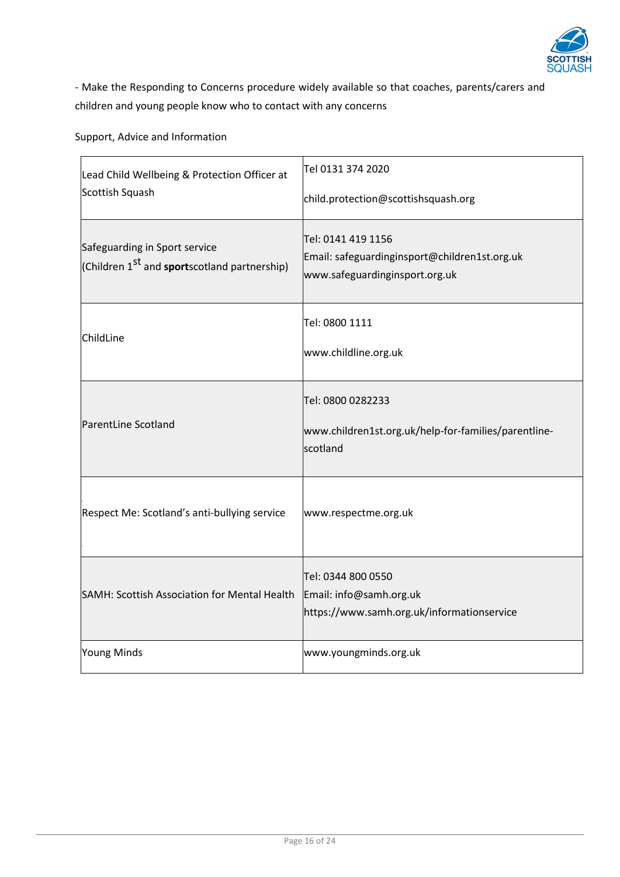- Make the Responding to Concerns procedure widely available so that coaches, parents/carers and children and young people know who to contact with any concerns

Support, Advice and Information

| | |
|---|---|
| Lead Child Wellbeing & Protection Officer at Scottish Squash | Tel 0131 374 2020<br><br>child.protection@scottishsquash.org |
| Safeguarding in Sport service (Children 1st and **sport**scotland partnership) | Tel: 0141 419 1156<br>Email: safeguardinginsport@children1st.org.uk<br>www.safeguardinginsport.org.uk |
| ChildLine | Tel: 0800 1111<br><br>www.childline.org.uk |
| ParentLine Scotland | Tel: 0800 0282233<br><br>www.children1st.org.uk/help-for-families/parentline-scotland |
| Respect Me: Scotland's anti-bullying service | www.respectme.org.uk |
| SAMH: Scottish Association for Mental Health | Tel: 0344 800 0550<br>Email: info@samh.org.uk<br>https://www.samh.org.uk/informationservice |
| Young Minds | www.youngminds.org.uk |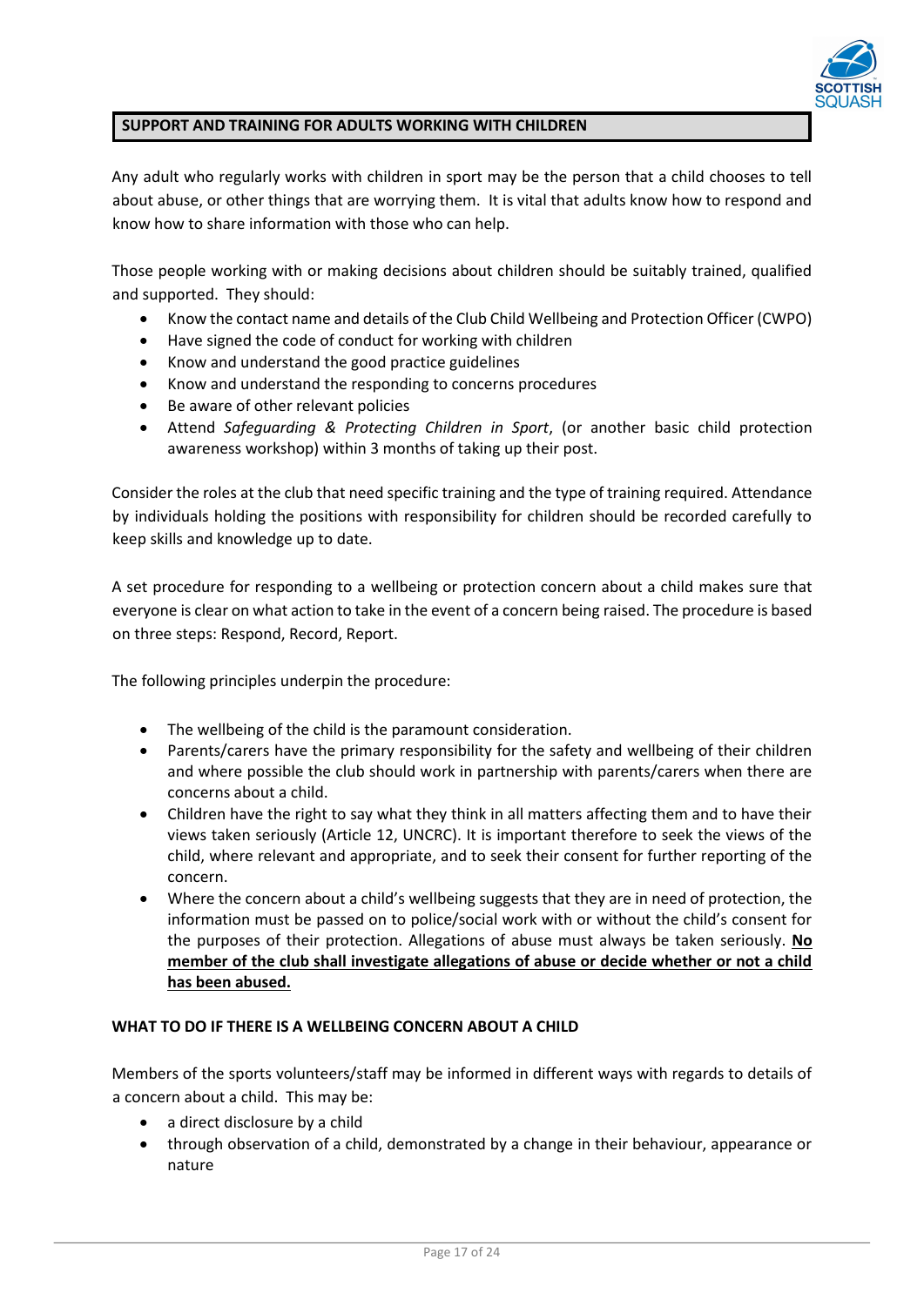## SUPPORT AND TRAINING FOR ADULTS WORKING WITH CHILDREN

Any adult who regularly works with children in sport may be the person that a child chooses to tell about abuse, or other things that are worrying them. It is vital that adults know how to respond and know how to share information with those who can help.

Those people working with or making decisions about children should be suitably trained, qualified and supported. They should:

- Know the contact name and details of the Club Child Wellbeing and Protection Officer (CWPO)
- Have signed the code of conduct for working with children
- Know and understand the good practice guidelines
- Know and understand the responding to concerns procedures
- Be aware of other relevant policies
- Attend *Safeguarding & Protecting Children in Sport*, (or another basic child protection awareness workshop) within 3 months of taking up their post.

Consider the roles at the club that need specific training and the type of training required. Attendance by individuals holding the positions with responsibility for children should be recorded carefully to keep skills and knowledge up to date.

A set procedure for responding to a wellbeing or protection concern about a child makes sure that everyone is clear on what action to take in the event of a concern being raised. The procedure is based on three steps: Respond, Record, Report.

The following principles underpin the procedure:

- The wellbeing of the child is the paramount consideration.
- Parents/carers have the primary responsibility for the safety and wellbeing of their children and where possible the club should work in partnership with parents/carers when there are concerns about a child.
- Children have the right to say what they think in all matters affecting them and to have their views taken seriously (Article 12, UNCRC). It is important therefore to seek the views of the child, where relevant and appropriate, and to seek their consent for further reporting of the concern.
- Where the concern about a child's wellbeing suggests that they are in need of protection, the information must be passed on to police/social work with or without the child's consent for the purposes of their protection. Allegations of abuse must always be taken seriously. **<u>No member of the club shall investigate allegations of abuse or decide whether or not a child has been abused.</u>**

### WHAT TO DO IF THERE IS A WELLBEING CONCERN ABOUT A CHILD

Members of the sports volunteers/staff may be informed in different ways with regards to details of a concern about a child. This may be:

- a direct disclosure by a child
- through observation of a child, demonstrated by a change in their behaviour, appearance or nature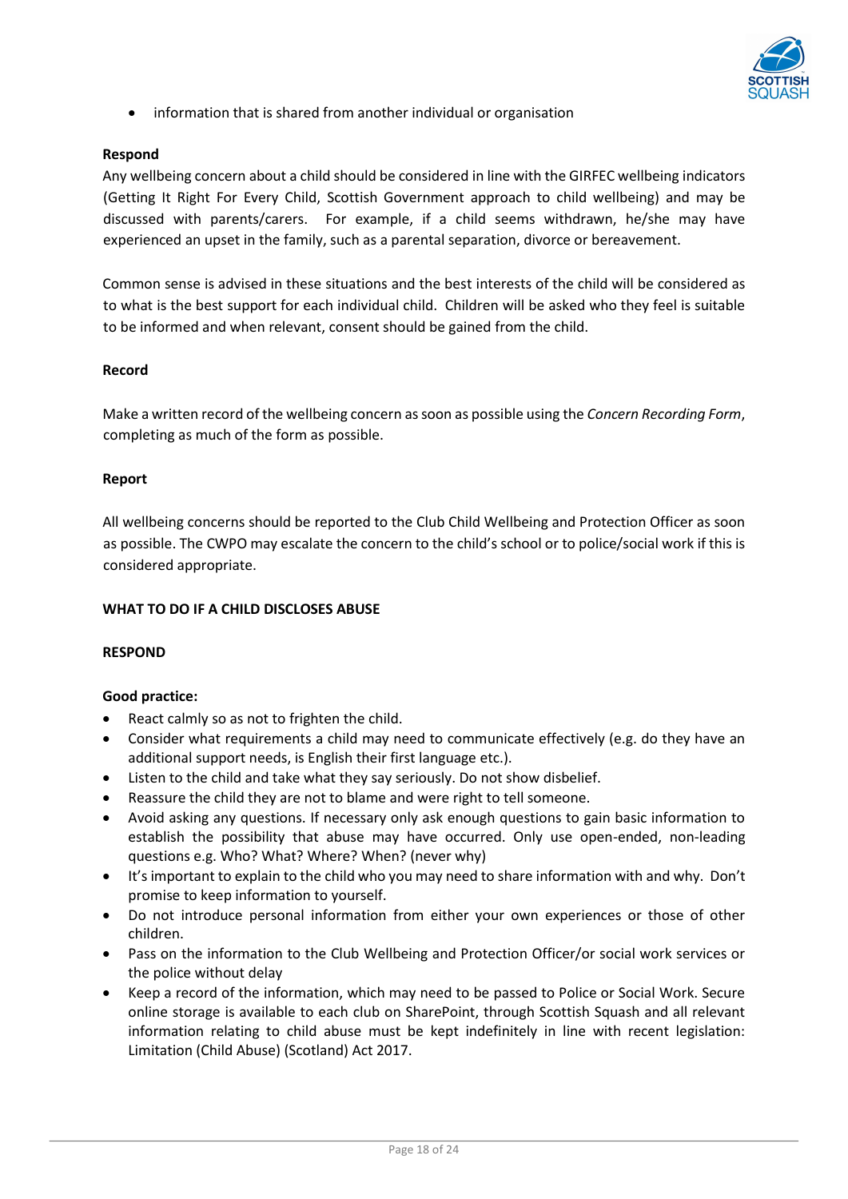- information that is shared from another individual or organisation

**Respond**

Any wellbeing concern about a child should be considered in line with the GIRFEC wellbeing indicators (Getting It Right For Every Child, Scottish Government approach to child wellbeing) and may be discussed with parents/carers. For example, if a child seems withdrawn, he/she may have experienced an upset in the family, such as a parental separation, divorce or bereavement.

Common sense is advised in these situations and the best interests of the child will be considered as to what is the best support for each individual child. Children will be asked who they feel is suitable to be informed and when relevant, consent should be gained from the child.

**Record**

Make a written record of the wellbeing concern as soon as possible using the *Concern Recording Form*, completing as much of the form as possible.

**Report**

All wellbeing concerns should be reported to the Club Child Wellbeing and Protection Officer as soon as possible. The CWPO may escalate the concern to the child's school or to police/social work if this is considered appropriate.

**WHAT TO DO IF A CHILD DISCLOSES ABUSE**

**RESPOND**

**Good practice:**

- React calmly so as not to frighten the child.
- Consider what requirements a child may need to communicate effectively (e.g. do they have an additional support needs, is English their first language etc.).
- Listen to the child and take what they say seriously. Do not show disbelief.
- Reassure the child they are not to blame and were right to tell someone.
- Avoid asking any questions. If necessary only ask enough questions to gain basic information to establish the possibility that abuse may have occurred. Only use open-ended, non-leading questions e.g. Who? What? Where? When? (never why)
- It's important to explain to the child who you may need to share information with and why. Don't promise to keep information to yourself.
- Do not introduce personal information from either your own experiences or those of other children.
- Pass on the information to the Club Wellbeing and Protection Officer/or social work services or the police without delay
- Keep a record of the information, which may need to be passed to Police or Social Work. Secure online storage is available to each club on SharePoint, through Scottish Squash and all relevant information relating to child abuse must be kept indefinitely in line with recent legislation: Limitation (Child Abuse) (Scotland) Act 2017.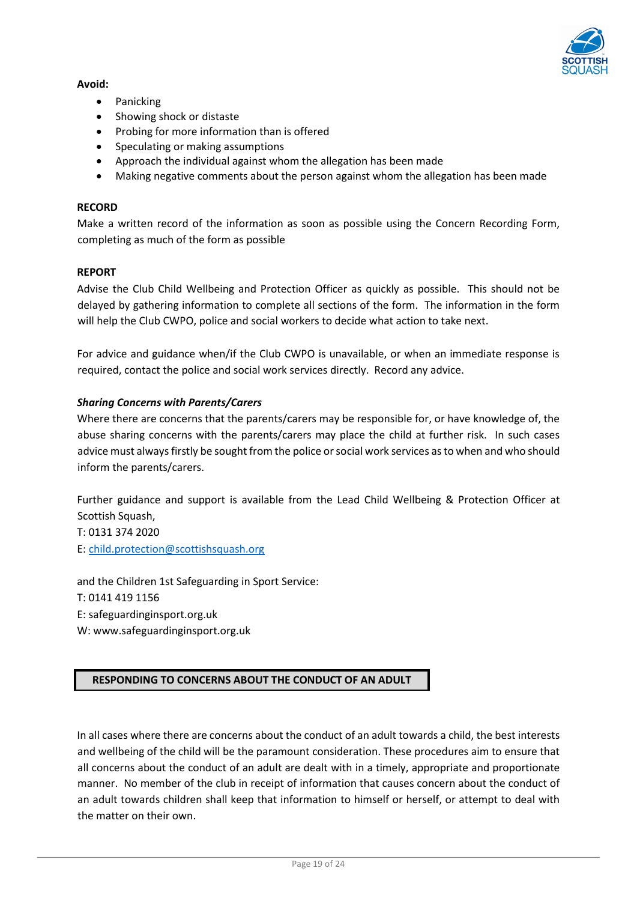**Avoid:**

- Panicking
- Showing shock or distaste
- Probing for more information than is offered
- Speculating or making assumptions
- Approach the individual against whom the allegation has been made
- Making negative comments about the person against whom the allegation has been made

**RECORD**

Make a written record of the information as soon as possible using the Concern Recording Form, completing as much of the form as possible

**REPORT**

Advise the Club Child Wellbeing and Protection Officer as quickly as possible. This should not be delayed by gathering information to complete all sections of the form. The information in the form will help the Club CWPO, police and social workers to decide what action to take next.

For advice and guidance when/if the Club CWPO is unavailable, or when an immediate response is required, contact the police and social work services directly. Record any advice.

***Sharing Concerns with Parents/Carers***

Where there are concerns that the parents/carers may be responsible for, or have knowledge of, the abuse sharing concerns with the parents/carers may place the child at further risk. In such cases advice must always firstly be sought from the police or social work services as to when and who should inform the parents/carers.

Further guidance and support is available from the Lead Child Wellbeing & Protection Officer at Scottish Squash,
T: 0131 374 2020
E: child.protection@scottishsquash.org

and the Children 1st Safeguarding in Sport Service:
T: 0141 419 1156
E: safeguardinginsport.org.uk
W: www.safeguardinginsport.org.uk

## RESPONDING TO CONCERNS ABOUT THE CONDUCT OF AN ADULT

In all cases where there are concerns about the conduct of an adult towards a child, the best interests and wellbeing of the child will be the paramount consideration. These procedures aim to ensure that all concerns about the conduct of an adult are dealt with in a timely, appropriate and proportionate manner. No member of the club in receipt of information that causes concern about the conduct of an adult towards children shall keep that information to himself or herself, or attempt to deal with the matter on their own.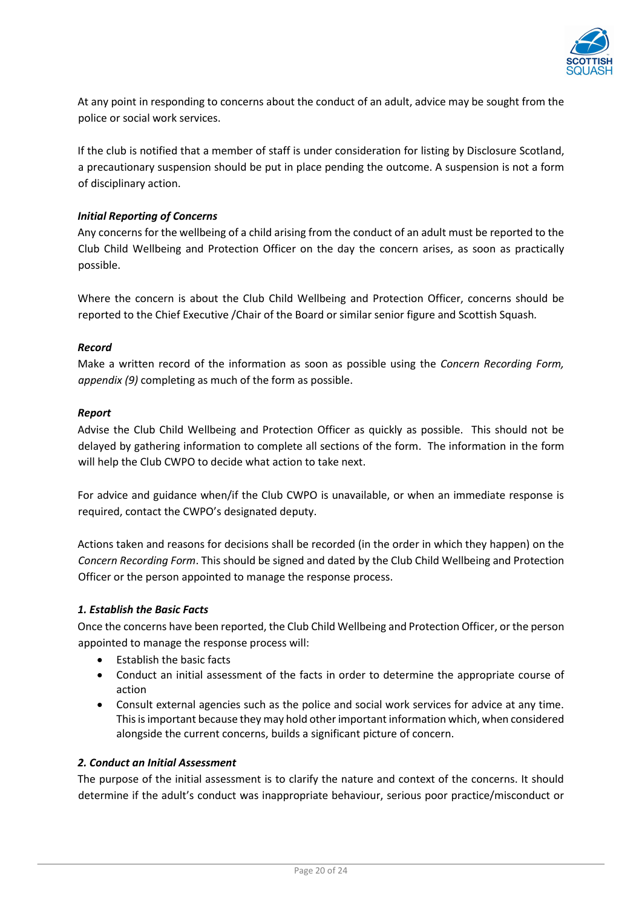At any point in responding to concerns about the conduct of an adult, advice may be sought from the police or social work services.

If the club is notified that a member of staff is under consideration for listing by Disclosure Scotland, a precautionary suspension should be put in place pending the outcome. A suspension is not a form of disciplinary action.

***Initial Reporting of Concerns***

Any concerns for the wellbeing of a child arising from the conduct of an adult must be reported to the Club Child Wellbeing and Protection Officer on the day the concern arises, as soon as practically possible.

Where the concern is about the Club Child Wellbeing and Protection Officer, concerns should be reported to the Chief Executive /Chair of the Board or similar senior figure and Scottish Squash.

***Record***

Make a written record of the information as soon as possible using the *Concern Recording Form, appendix (9)* completing as much of the form as possible.

***Report***

Advise the Club Child Wellbeing and Protection Officer as quickly as possible. This should not be delayed by gathering information to complete all sections of the form. The information in the form will help the Club CWPO to decide what action to take next.

For advice and guidance when/if the Club CWPO is unavailable, or when an immediate response is required, contact the CWPO's designated deputy.

Actions taken and reasons for decisions shall be recorded (in the order in which they happen) on the *Concern Recording Form*. This should be signed and dated by the Club Child Wellbeing and Protection Officer or the person appointed to manage the response process.

***1. Establish the Basic Facts***

Once the concerns have been reported, the Club Child Wellbeing and Protection Officer, or the person appointed to manage the response process will:

- Establish the basic facts
- Conduct an initial assessment of the facts in order to determine the appropriate course of action
- Consult external agencies such as the police and social work services for advice at any time. This is important because they may hold other important information which, when considered alongside the current concerns, builds a significant picture of concern.

***2. Conduct an Initial Assessment***

The purpose of the initial assessment is to clarify the nature and context of the concerns. It should determine if the adult's conduct was inappropriate behaviour, serious poor practice/misconduct or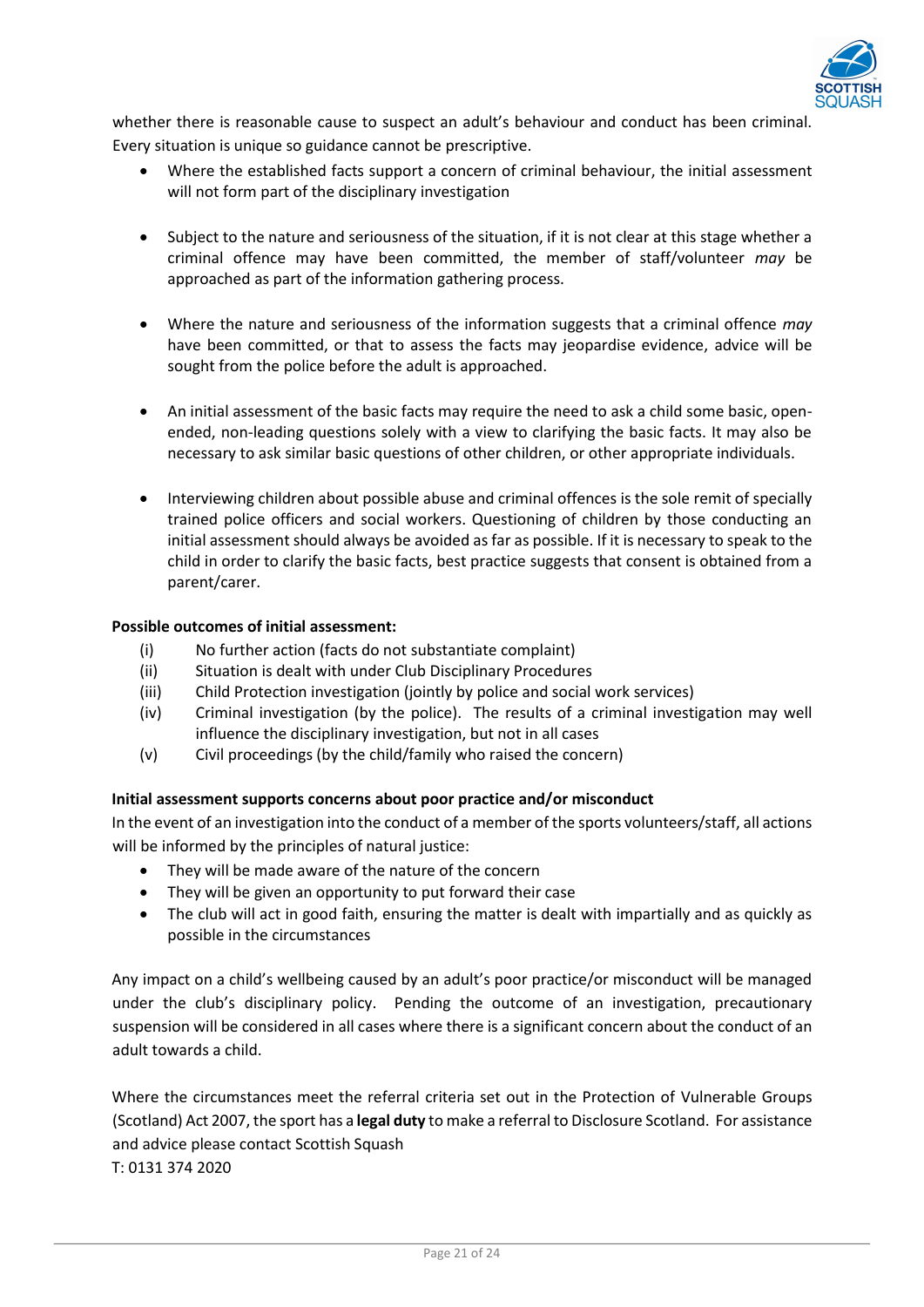whether there is reasonable cause to suspect an adult's behaviour and conduct has been criminal. Every situation is unique so guidance cannot be prescriptive.

- Where the established facts support a concern of criminal behaviour, the initial assessment will not form part of the disciplinary investigation
- Subject to the nature and seriousness of the situation, if it is not clear at this stage whether a criminal offence may have been committed, the member of staff/volunteer *may* be approached as part of the information gathering process.
- Where the nature and seriousness of the information suggests that a criminal offence *may* have been committed, or that to assess the facts may jeopardise evidence, advice will be sought from the police before the adult is approached.
- An initial assessment of the basic facts may require the need to ask a child some basic, open-ended, non-leading questions solely with a view to clarifying the basic facts. It may also be necessary to ask similar basic questions of other children, or other appropriate individuals.
- Interviewing children about possible abuse and criminal offences is the sole remit of specially trained police officers and social workers. Questioning of children by those conducting an initial assessment should always be avoided as far as possible. If it is necessary to speak to the child in order to clarify the basic facts, best practice suggests that consent is obtained from a parent/carer.

**Possible outcomes of initial assessment:**

(i) No further action (facts do not substantiate complaint)
(ii) Situation is dealt with under Club Disciplinary Procedures
(iii) Child Protection investigation (jointly by police and social work services)
(iv) Criminal investigation (by the police). The results of a criminal investigation may well influence the disciplinary investigation, but not in all cases
(v) Civil proceedings (by the child/family who raised the concern)

**Initial assessment supports concerns about poor practice and/or misconduct**

In the event of an investigation into the conduct of a member of the sports volunteers/staff, all actions will be informed by the principles of natural justice:

- They will be made aware of the nature of the concern
- They will be given an opportunity to put forward their case
- The club will act in good faith, ensuring the matter is dealt with impartially and as quickly as possible in the circumstances

Any impact on a child's wellbeing caused by an adult's poor practice/or misconduct will be managed under the club's disciplinary policy. Pending the outcome of an investigation, precautionary suspension will be considered in all cases where there is a significant concern about the conduct of an adult towards a child.

Where the circumstances meet the referral criteria set out in the Protection of Vulnerable Groups (Scotland) Act 2007, the sport has a **legal duty** to make a referral to Disclosure Scotland. For assistance and advice please contact Scottish Squash
T: 0131 374 2020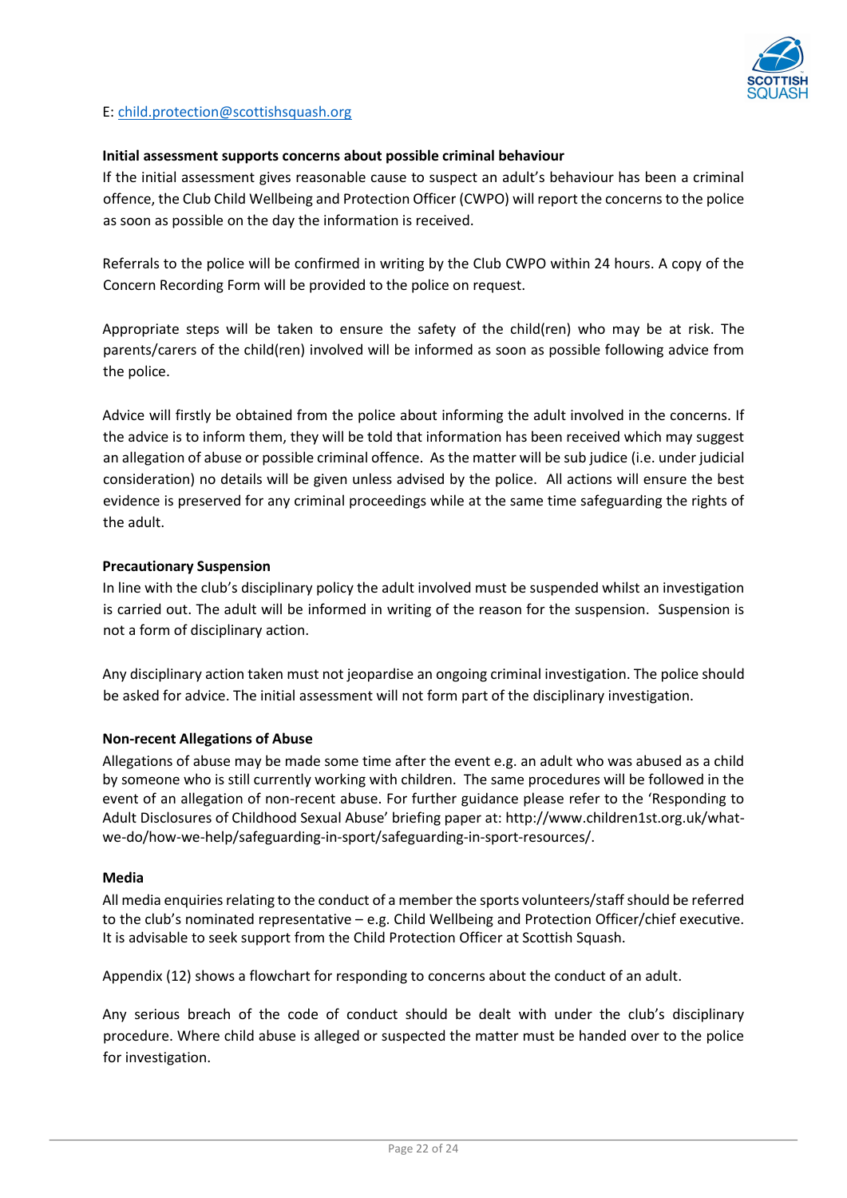E: child.protection@scottishsquash.org

**Initial assessment supports concerns about possible criminal behaviour**

If the initial assessment gives reasonable cause to suspect an adult's behaviour has been a criminal offence, the Club Child Wellbeing and Protection Officer (CWPO) will report the concerns to the police as soon as possible on the day the information is received.

Referrals to the police will be confirmed in writing by the Club CWPO within 24 hours. A copy of the Concern Recording Form will be provided to the police on request.

Appropriate steps will be taken to ensure the safety of the child(ren) who may be at risk. The parents/carers of the child(ren) involved will be informed as soon as possible following advice from the police.

Advice will firstly be obtained from the police about informing the adult involved in the concerns. If the advice is to inform them, they will be told that information has been received which may suggest an allegation of abuse or possible criminal offence. As the matter will be sub judice (i.e. under judicial consideration) no details will be given unless advised by the police. All actions will ensure the best evidence is preserved for any criminal proceedings while at the same time safeguarding the rights of the adult.

**Precautionary Suspension**

In line with the club's disciplinary policy the adult involved must be suspended whilst an investigation is carried out. The adult will be informed in writing of the reason for the suspension. Suspension is not a form of disciplinary action.

Any disciplinary action taken must not jeopardise an ongoing criminal investigation. The police should be asked for advice. The initial assessment will not form part of the disciplinary investigation.

**Non-recent Allegations of Abuse**

Allegations of abuse may be made some time after the event e.g. an adult who was abused as a child by someone who is still currently working with children. The same procedures will be followed in the event of an allegation of non-recent abuse. For further guidance please refer to the 'Responding to Adult Disclosures of Childhood Sexual Abuse' briefing paper at: http://www.children1st.org.uk/what-we-do/how-we-help/safeguarding-in-sport/safeguarding-in-sport-resources/.

**Media**

All media enquiries relating to the conduct of a member the sports volunteers/staff should be referred to the club's nominated representative – e.g. Child Wellbeing and Protection Officer/chief executive. It is advisable to seek support from the Child Protection Officer at Scottish Squash.

Appendix (12) shows a flowchart for responding to concerns about the conduct of an adult.

Any serious breach of the code of conduct should be dealt with under the club's disciplinary procedure. Where child abuse is alleged or suspected the matter must be handed over to the police for investigation.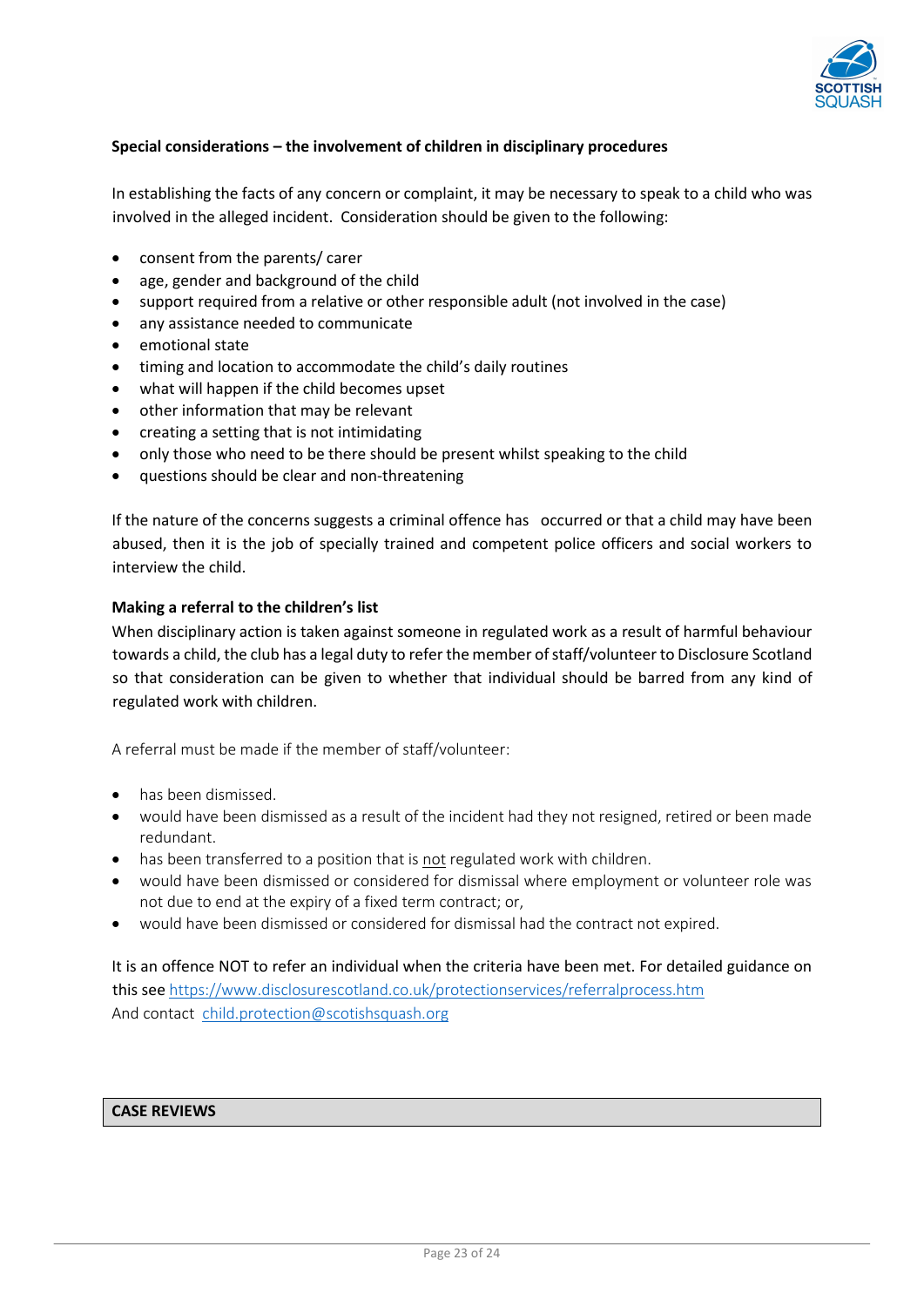**Special considerations – the involvement of children in disciplinary procedures**

In establishing the facts of any concern or complaint, it may be necessary to speak to a child who was involved in the alleged incident. Consideration should be given to the following:

- consent from the parents/ carer
- age, gender and background of the child
- support required from a relative or other responsible adult (not involved in the case)
- any assistance needed to communicate
- emotional state
- timing and location to accommodate the child's daily routines
- what will happen if the child becomes upset
- other information that may be relevant
- creating a setting that is not intimidating
- only those who need to be there should be present whilst speaking to the child
- questions should be clear and non-threatening

If the nature of the concerns suggests a criminal offence has occurred or that a child may have been abused, then it is the job of specially trained and competent police officers and social workers to interview the child.

**Making a referral to the children's list**

When disciplinary action is taken against someone in regulated work as a result of harmful behaviour towards a child, the club has a legal duty to refer the member of staff/volunteer to Disclosure Scotland so that consideration can be given to whether that individual should be barred from any kind of regulated work with children.

A referral must be made if the member of staff/volunteer:

- has been dismissed.
- would have been dismissed as a result of the incident had they not resigned, retired or been made redundant.
- has been transferred to a position that is <u>not</u> regulated work with children.
- would have been dismissed or considered for dismissal where employment or volunteer role was not due to end at the expiry of a fixed term contract; or,
- would have been dismissed or considered for dismissal had the contract not expired.

It is an offence NOT to refer an individual when the criteria have been met. For detailed guidance on this see https://www.disclosurescotland.co.uk/protectionservices/referralprocess.htm
And contact child.protection@scotishsquash.org

## CASE REVIEWS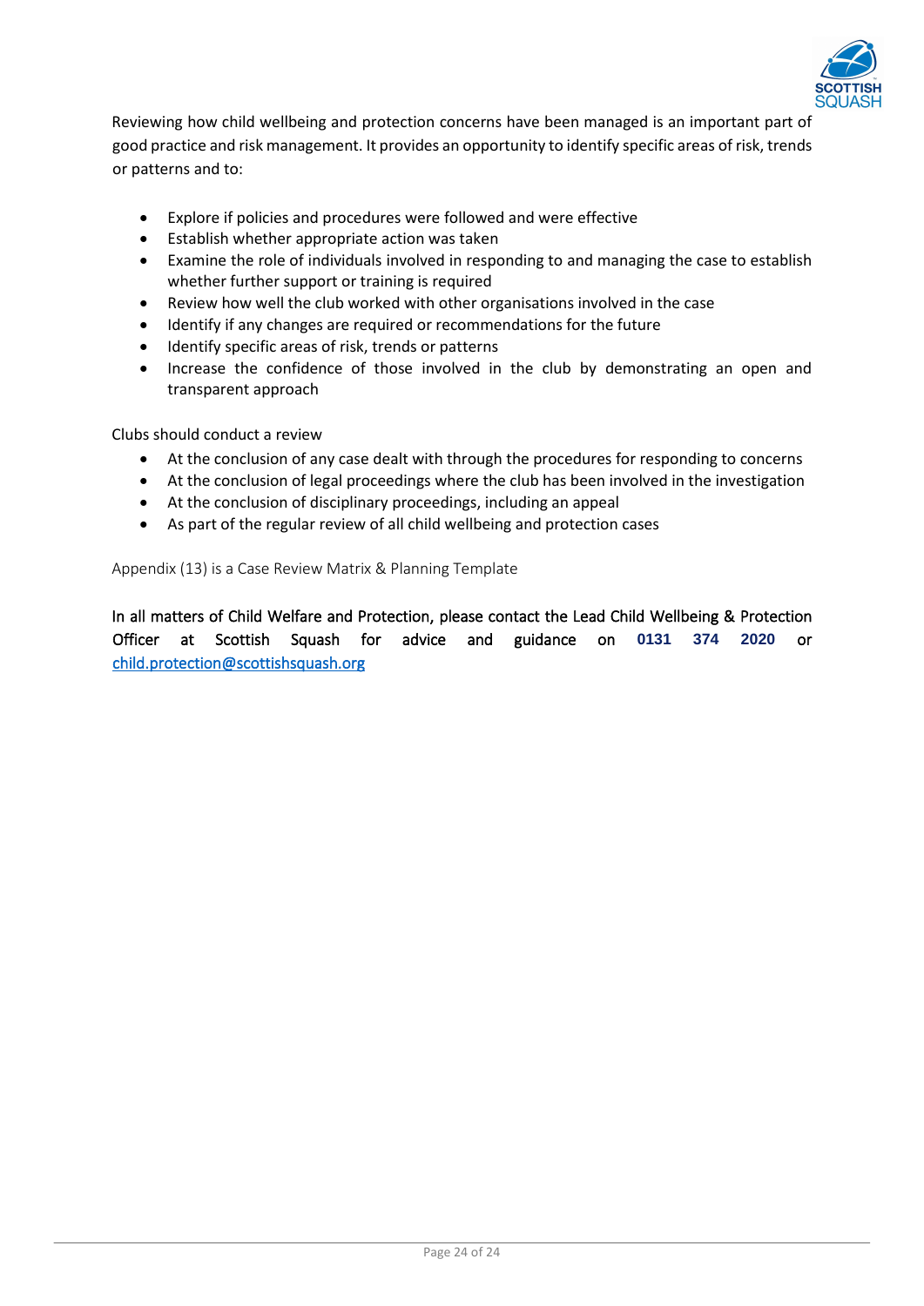Reviewing how child wellbeing and protection concerns have been managed is an important part of good practice and risk management. It provides an opportunity to identify specific areas of risk, trends or patterns and to:

- Explore if policies and procedures were followed and were effective
- Establish whether appropriate action was taken
- Examine the role of individuals involved in responding to and managing the case to establish whether further support or training is required
- Review how well the club worked with other organisations involved in the case
- Identify if any changes are required or recommendations for the future
- Identify specific areas of risk, trends or patterns
- Increase the confidence of those involved in the club by demonstrating an open and transparent approach

Clubs should conduct a review

- At the conclusion of any case dealt with through the procedures for responding to concerns
- At the conclusion of legal proceedings where the club has been involved in the investigation
- At the conclusion of disciplinary proceedings, including an appeal
- As part of the regular review of all child wellbeing and protection cases

Appendix (13) is a Case Review Matrix & Planning Template

In all matters of Child Welfare and Protection, please contact the Lead Child Wellbeing & Protection Officer at Scottish Squash for advice and guidance on **0131 374 2020** or [child.protection@scottishsquash.org](mailto:child.protection@scottishsquash.org)